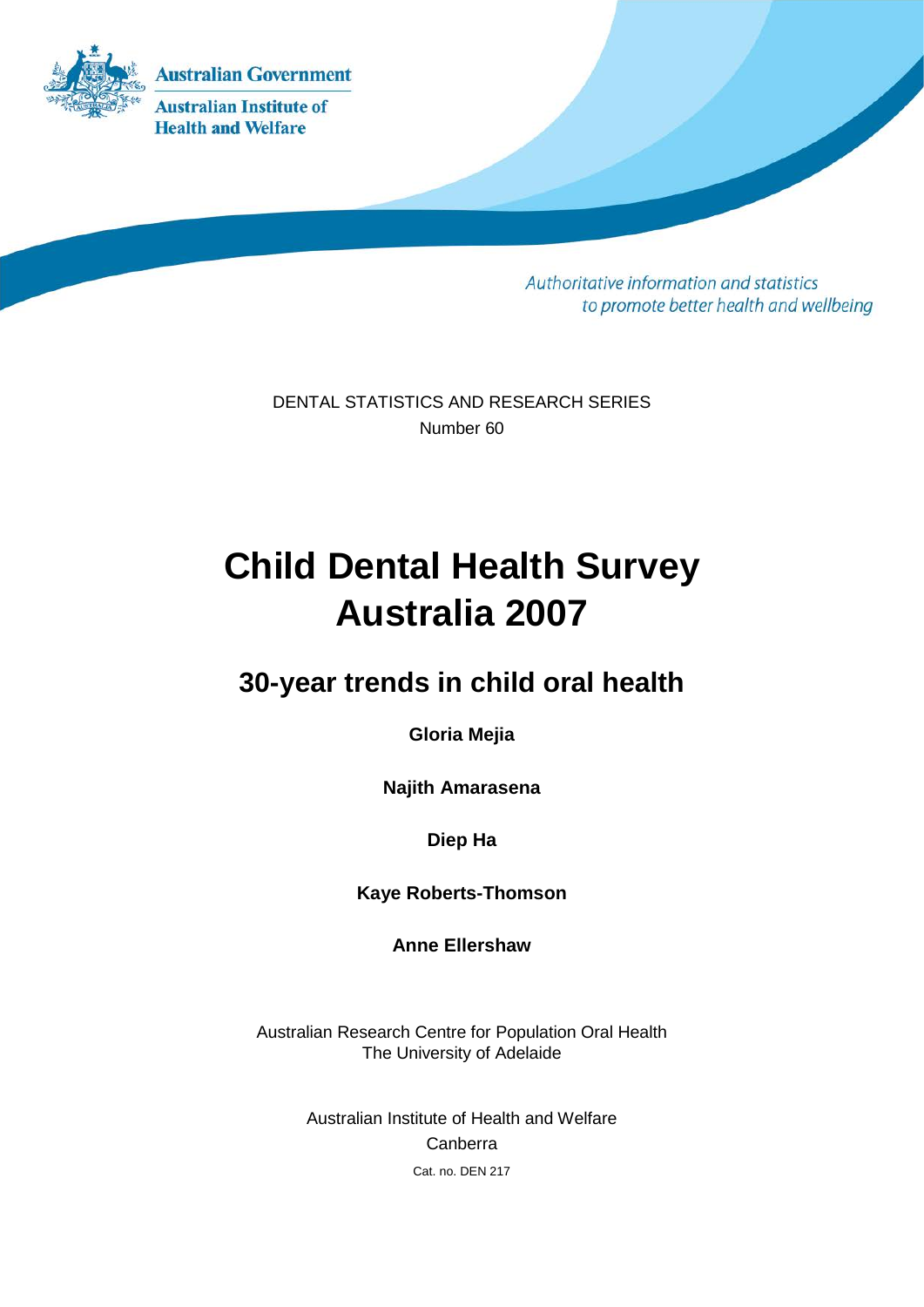Australian Government

Australian Institute of Health and Welfare

*Authoritative information and statistics to promote better health and wellbeing*

DENTAL STATISTICS AND RESEARCH SERIES

Number 60

# Child Dental Health Survey Australia 2007

## 30-year trends in child oral health

**Gloria Mejia**

**Najith Amarasena**

**Diep Ha**

**Kaye Roberts-Thomson**

**Anne Ellershaw**

Australian Research Centre for Population Oral Health

The University of Adelaide

Australian Institute of Health and Welfare

Canberra

Cat. no. DEN 217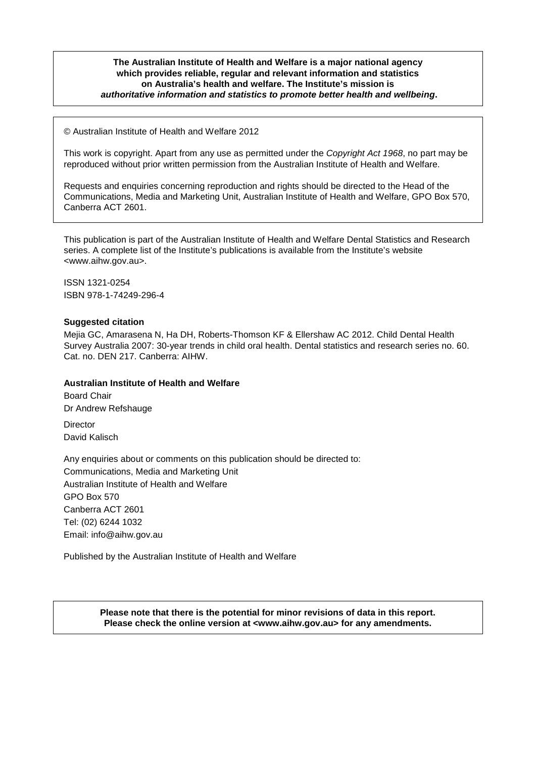**The Australian Institute of Health and Welfare is a major national agency which provides reliable, regular and relevant information and statistics on Australia's health and welfare. The Institute's mission is *authoritative information and statistics to promote better health and wellbeing*.**

© Australian Institute of Health and Welfare 2012

This work is copyright. Apart from any use as permitted under the *Copyright Act 1968*, no part may be reproduced without prior written permission from the Australian Institute of Health and Welfare.

Requests and enquiries concerning reproduction and rights should be directed to the Head of the Communications, Media and Marketing Unit, Australian Institute of Health and Welfare, GPO Box 570, Canberra ACT 2601.

This publication is part of the Australian Institute of Health and Welfare Dental Statistics and Research series. A complete list of the Institute's publications is available from the Institute's website <www.aihw.gov.au>.

ISSN 1321-0254
ISBN 978-1-74249-296-4

**Suggested citation**

Mejia GC, Amarasena N, Ha DH, Roberts-Thomson KF & Ellershaw AC 2012. Child Dental Health Survey Australia 2007: 30-year trends in child oral health. Dental statistics and research series no. 60. Cat. no. DEN 217. Canberra: AIHW.

**Australian Institute of Health and Welfare**

Board Chair
Dr Andrew Refshauge

Director
David Kalisch

Any enquiries about or comments on this publication should be directed to:
Communications, Media and Marketing Unit
Australian Institute of Health and Welfare
GPO Box 570
Canberra ACT 2601
Tel: (02) 6244 1032
Email: info@aihw.gov.au

Published by the Australian Institute of Health and Welfare

**Please note that there is the potential for minor revisions of data in this report. Please check the online version at <www.aihw.gov.au> for any amendments.**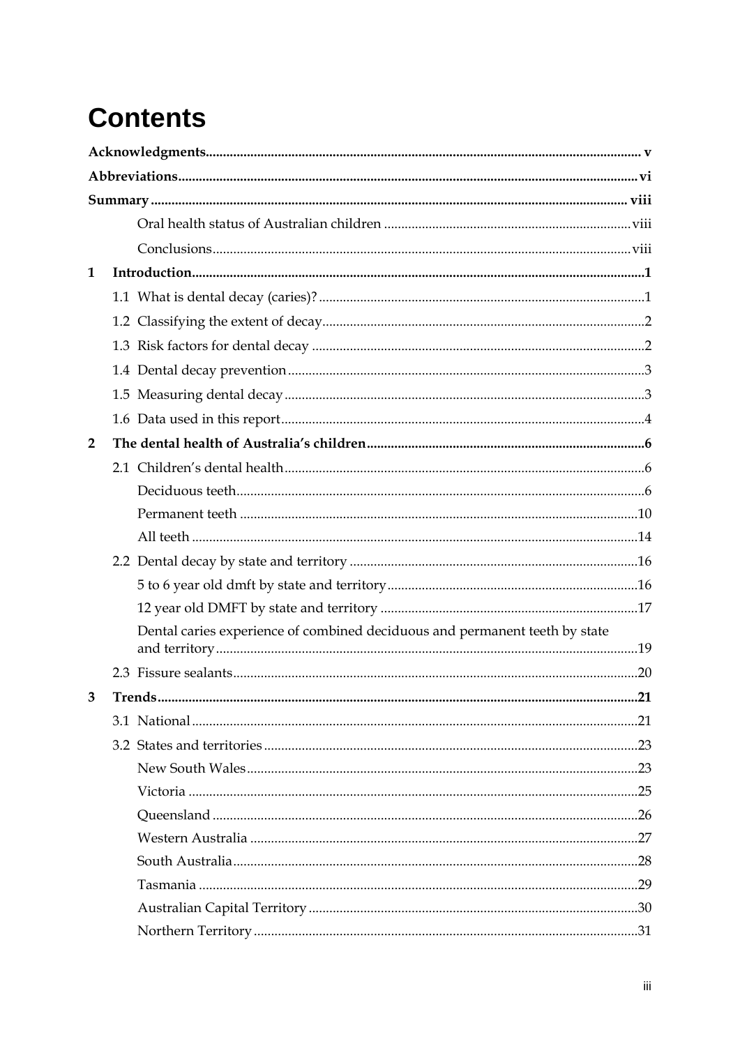# Contents

**Acknowledgments** ..... v

**Abbreviations** ..... vi

**Summary** ..... viii

- Oral health status of Australian children ..... viii
- Conclusions ..... viii

**1 Introduction** ..... 1

- 1.1 What is dental decay (caries)? ..... 1
- 1.2 Classifying the extent of decay ..... 2
- 1.3 Risk factors for dental decay ..... 2
- 1.4 Dental decay prevention ..... 3
- 1.5 Measuring dental decay ..... 3
- 1.6 Data used in this report ..... 4

**2 The dental health of Australia's children** ..... 6

- 2.1 Children's dental health ..... 6
  - Deciduous teeth ..... 6
  - Permanent teeth ..... 10
  - All teeth ..... 14
- 2.2 Dental decay by state and territory ..... 16
  - 5 to 6 year old dmft by state and territory ..... 16
  - 12 year old DMFT by state and territory ..... 17
  - Dental caries experience of combined deciduous and permanent teeth by state and territory ..... 19
- 2.3 Fissure sealants ..... 20

**3 Trends** ..... 21

- 3.1 National ..... 21
- 3.2 States and territories ..... 23
  - New South Wales ..... 23
  - Victoria ..... 25
  - Queensland ..... 26
  - Western Australia ..... 27
  - South Australia ..... 28
  - Tasmania ..... 29
  - Australian Capital Territory ..... 30
  - Northern Territory ..... 31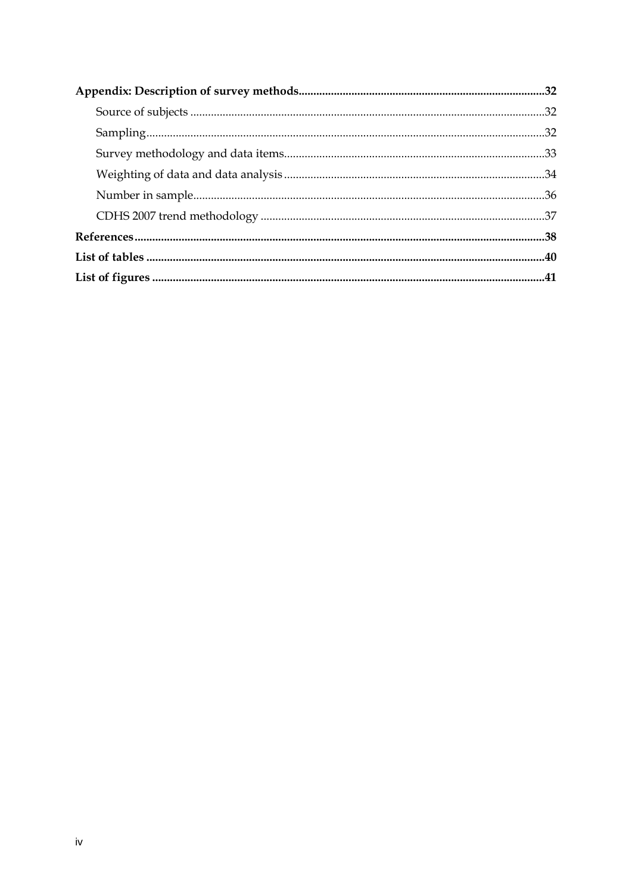**Appendix: Description of survey methods**......32

Source of subjects......32

Sampling......32

Survey methodology and data items......33

Weighting of data and data analysis......34

Number in sample......36

CDHS 2007 trend methodology......37

**References**......38

**List of tables**......40

**List of figures**......41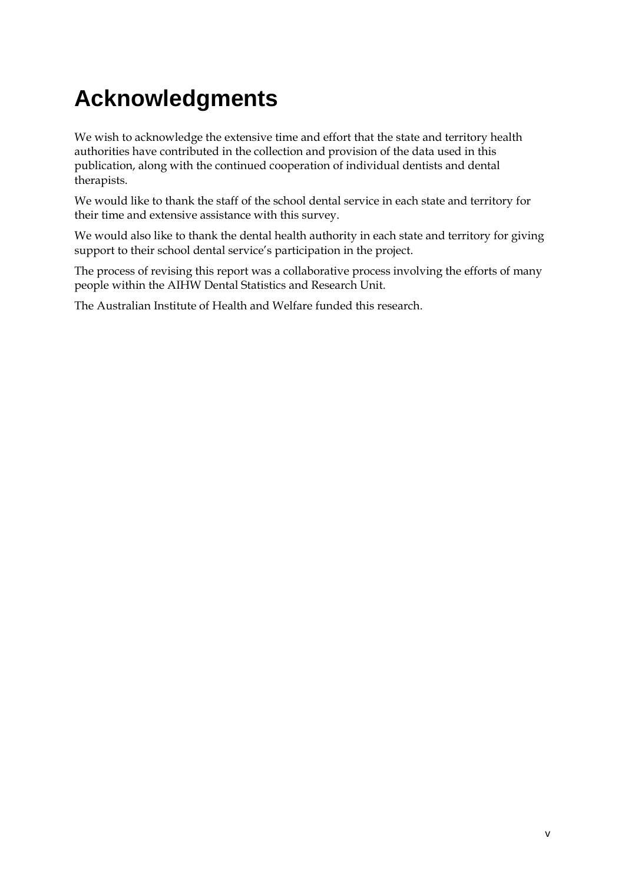# Acknowledgments

We wish to acknowledge the extensive time and effort that the state and territory health authorities have contributed in the collection and provision of the data used in this publication, along with the continued cooperation of individual dentists and dental therapists.

We would like to thank the staff of the school dental service in each state and territory for their time and extensive assistance with this survey.

We would also like to thank the dental health authority in each state and territory for giving support to their school dental service's participation in the project.

The process of revising this report was a collaborative process involving the efforts of many people within the AIHW Dental Statistics and Research Unit.

The Australian Institute of Health and Welfare funded this research.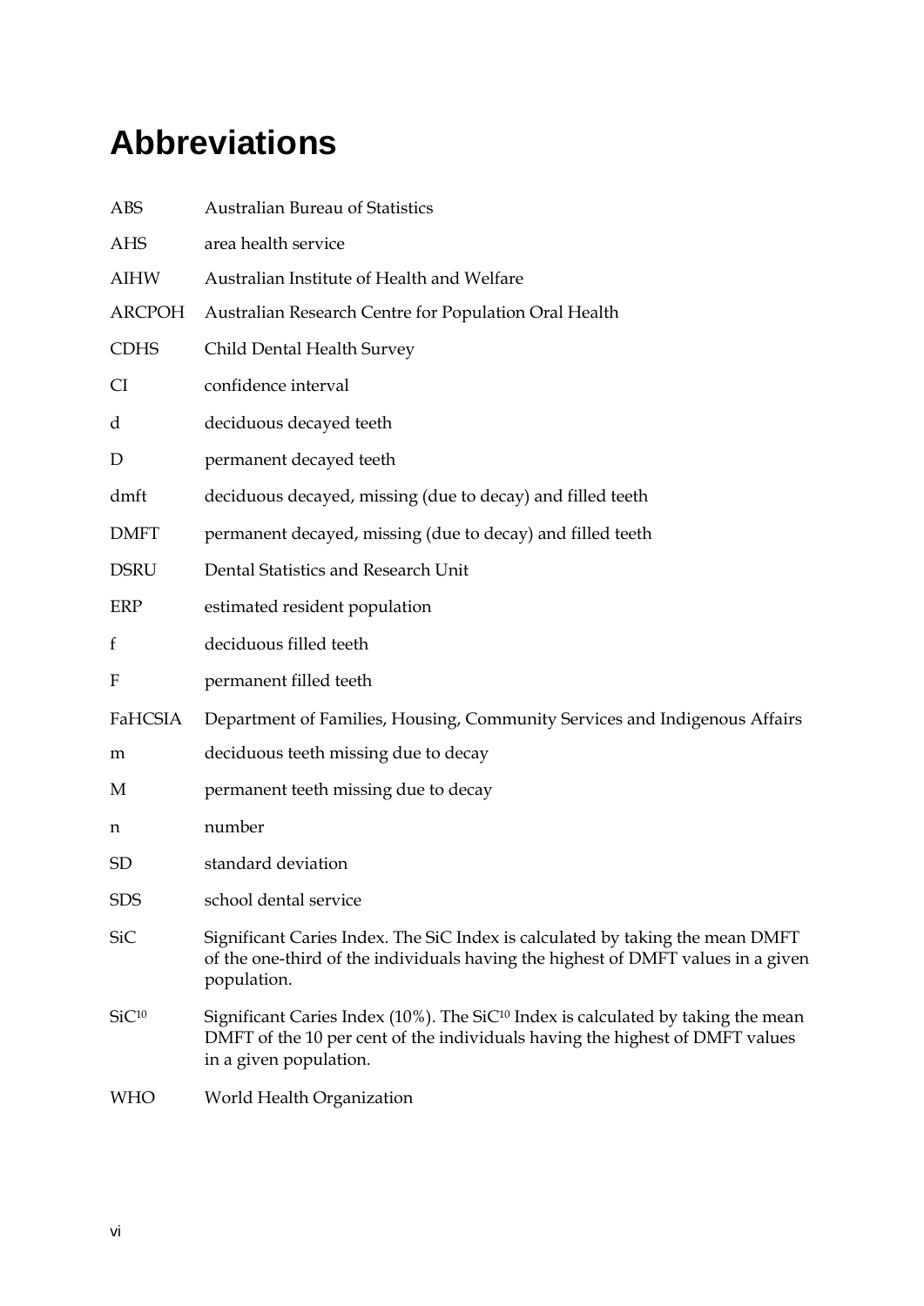# Abbreviations

| | |
|---|---|
| ABS | Australian Bureau of Statistics |
| AHS | area health service |
| AIHW | Australian Institute of Health and Welfare |
| ARCPOH | Australian Research Centre for Population Oral Health |
| CDHS | Child Dental Health Survey |
| CI | confidence interval |
| d | deciduous decayed teeth |
| D | permanent decayed teeth |
| dmft | deciduous decayed, missing (due to decay) and filled teeth |
| DMFT | permanent decayed, missing (due to decay) and filled teeth |
| DSRU | Dental Statistics and Research Unit |
| ERP | estimated resident population |
| f | deciduous filled teeth |
| F | permanent filled teeth |
| FaHCSIA | Department of Families, Housing, Community Services and Indigenous Affairs |
| m | deciduous teeth missing due to decay |
| M | permanent teeth missing due to decay |
| n | number |
| SD | standard deviation |
| SDS | school dental service |
| SiC | Significant Caries Index. The SiC Index is calculated by taking the mean DMFT of the one-third of the individuals having the highest of DMFT values in a given population. |
| $SiC^{10}$ | Significant Caries Index (10%). The $SiC^{10}$ Index is calculated by taking the mean DMFT of the 10 per cent of the individuals having the highest of DMFT values in a given population. |
| WHO | World Health Organization |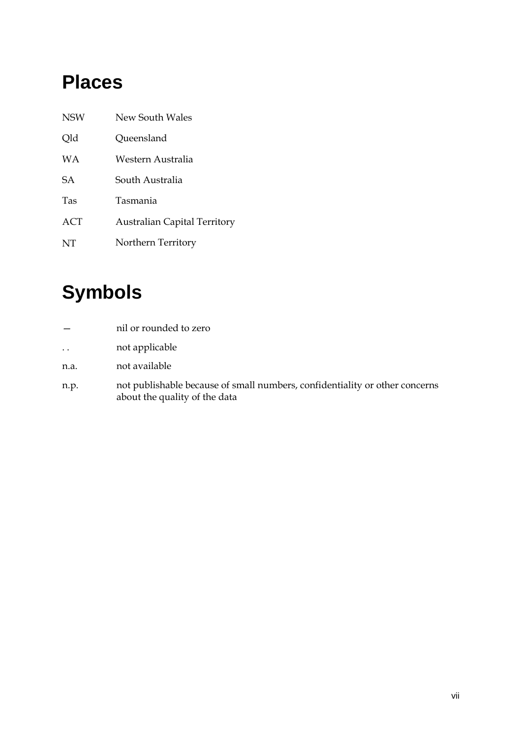# Places

| | |
|---|---|
| NSW | New South Wales |
| Qld | Queensland |
| WA | Western Australia |
| SA | South Australia |
| Tas | Tasmania |
| ACT | Australian Capital Territory |
| NT | Northern Territory |

# Symbols

| | |
|---|---|
| — | nil or rounded to zero |
| . . | not applicable |
| n.a. | not available |
| n.p. | not publishable because of small numbers, confidentiality or other concerns about the quality of the data |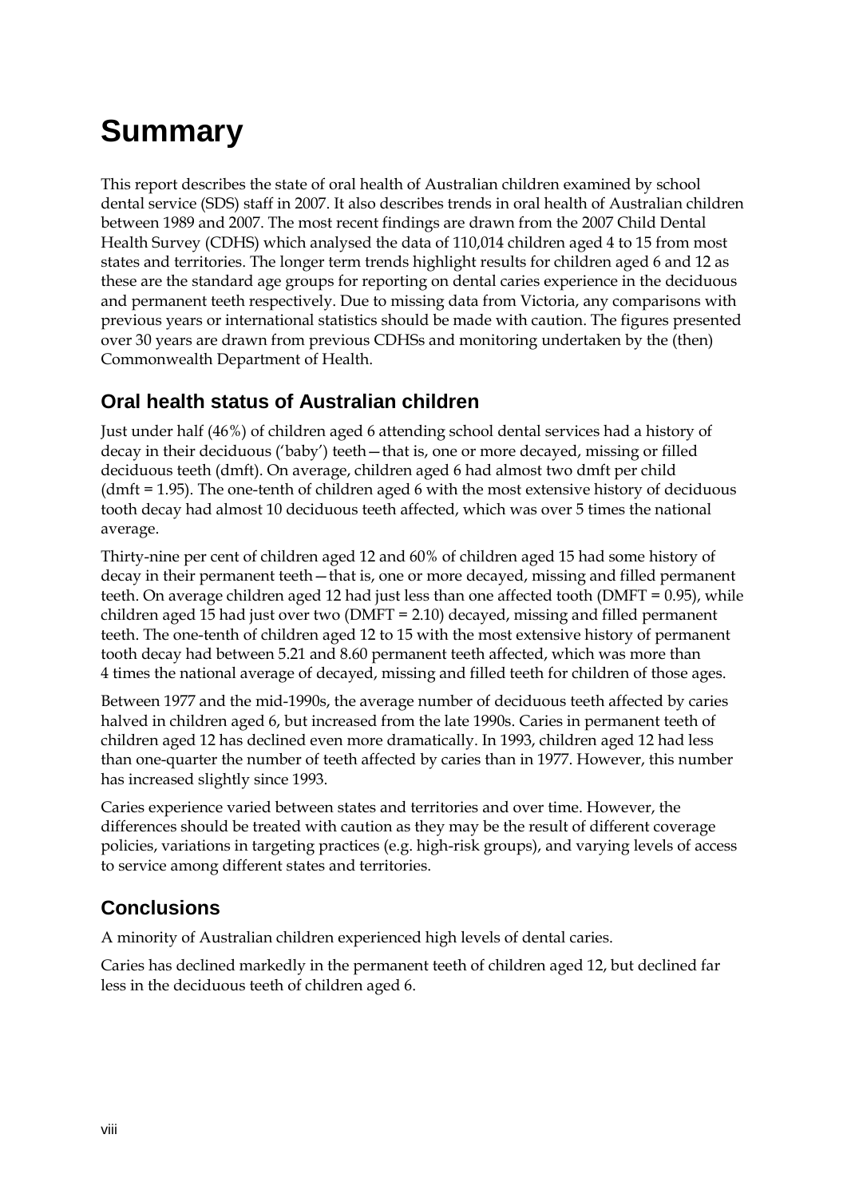# Summary

This report describes the state of oral health of Australian children examined by school dental service (SDS) staff in 2007. It also describes trends in oral health of Australian children between 1989 and 2007. The most recent findings are drawn from the 2007 Child Dental Health Survey (CDHS) which analysed the data of 110,014 children aged 4 to 15 from most states and territories. The longer term trends highlight results for children aged 6 and 12 as these are the standard age groups for reporting on dental caries experience in the deciduous and permanent teeth respectively. Due to missing data from Victoria, any comparisons with previous years or international statistics should be made with caution. The figures presented over 30 years are drawn from previous CDHSs and monitoring undertaken by the (then) Commonwealth Department of Health.

## Oral health status of Australian children

Just under half (46%) of children aged 6 attending school dental services had a history of decay in their deciduous ('baby') teeth—that is, one or more decayed, missing or filled deciduous teeth (dmft). On average, children aged 6 had almost two dmft per child (dmft = 1.95). The one-tenth of children aged 6 with the most extensive history of deciduous tooth decay had almost 10 deciduous teeth affected, which was over 5 times the national average.

Thirty-nine per cent of children aged 12 and 60% of children aged 15 had some history of decay in their permanent teeth—that is, one or more decayed, missing and filled permanent teeth. On average children aged 12 had just less than one affected tooth (DMFT = 0.95), while children aged 15 had just over two (DMFT = 2.10) decayed, missing and filled permanent teeth. The one-tenth of children aged 12 to 15 with the most extensive history of permanent tooth decay had between 5.21 and 8.60 permanent teeth affected, which was more than 4 times the national average of decayed, missing and filled teeth for children of those ages.

Between 1977 and the mid-1990s, the average number of deciduous teeth affected by caries halved in children aged 6, but increased from the late 1990s. Caries in permanent teeth of children aged 12 has declined even more dramatically. In 1993, children aged 12 had less than one-quarter the number of teeth affected by caries than in 1977. However, this number has increased slightly since 1993.

Caries experience varied between states and territories and over time. However, the differences should be treated with caution as they may be the result of different coverage policies, variations in targeting practices (e.g. high-risk groups), and varying levels of access to service among different states and territories.

## Conclusions

A minority of Australian children experienced high levels of dental caries.

Caries has declined markedly in the permanent teeth of children aged 12, but declined far less in the deciduous teeth of children aged 6.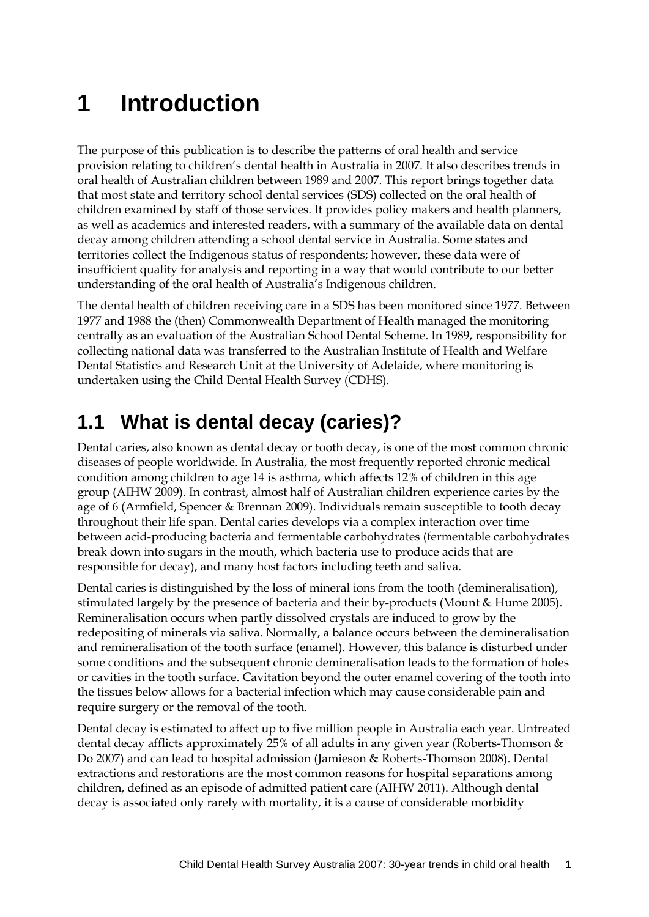# 1 Introduction

The purpose of this publication is to describe the patterns of oral health and service provision relating to children's dental health in Australia in 2007. It also describes trends in oral health of Australian children between 1989 and 2007. This report brings together data that most state and territory school dental services (SDS) collected on the oral health of children examined by staff of those services. It provides policy makers and health planners, as well as academics and interested readers, with a summary of the available data on dental decay among children attending a school dental service in Australia. Some states and territories collect the Indigenous status of respondents; however, these data were of insufficient quality for analysis and reporting in a way that would contribute to our better understanding of the oral health of Australia's Indigenous children.

The dental health of children receiving care in a SDS has been monitored since 1977. Between 1977 and 1988 the (then) Commonwealth Department of Health managed the monitoring centrally as an evaluation of the Australian School Dental Scheme. In 1989, responsibility for collecting national data was transferred to the Australian Institute of Health and Welfare Dental Statistics and Research Unit at the University of Adelaide, where monitoring is undertaken using the Child Dental Health Survey (CDHS).

## 1.1 What is dental decay (caries)?

Dental caries, also known as dental decay or tooth decay, is one of the most common chronic diseases of people worldwide. In Australia, the most frequently reported chronic medical condition among children to age 14 is asthma, which affects 12% of children in this age group (AIHW 2009). In contrast, almost half of Australian children experience caries by the age of 6 (Armfield, Spencer & Brennan 2009). Individuals remain susceptible to tooth decay throughout their life span. Dental caries develops via a complex interaction over time between acid-producing bacteria and fermentable carbohydrates (fermentable carbohydrates break down into sugars in the mouth, which bacteria use to produce acids that are responsible for decay), and many host factors including teeth and saliva.

Dental caries is distinguished by the loss of mineral ions from the tooth (demineralisation), stimulated largely by the presence of bacteria and their by-products (Mount & Hume 2005). Remineralisation occurs when partly dissolved crystals are induced to grow by the redepositing of minerals via saliva. Normally, a balance occurs between the demineralisation and remineralisation of the tooth surface (enamel). However, this balance is disturbed under some conditions and the subsequent chronic demineralisation leads to the formation of holes or cavities in the tooth surface. Cavitation beyond the outer enamel covering of the tooth into the tissues below allows for a bacterial infection which may cause considerable pain and require surgery or the removal of the tooth.

Dental decay is estimated to affect up to five million people in Australia each year. Untreated dental decay afflicts approximately 25% of all adults in any given year (Roberts-Thomson & Do 2007) and can lead to hospital admission (Jamieson & Roberts-Thomson 2008). Dental extractions and restorations are the most common reasons for hospital separations among children, defined as an episode of admitted patient care (AIHW 2011). Although dental decay is associated only rarely with mortality, it is a cause of considerable morbidity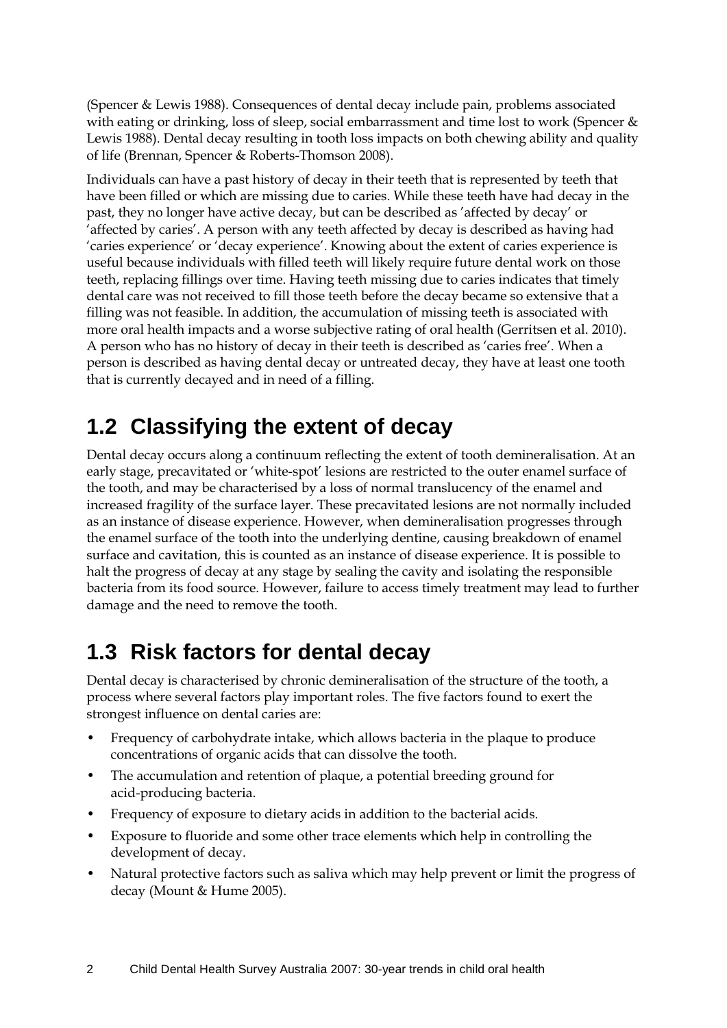(Spencer & Lewis 1988). Consequences of dental decay include pain, problems associated with eating or drinking, loss of sleep, social embarrassment and time lost to work (Spencer & Lewis 1988). Dental decay resulting in tooth loss impacts on both chewing ability and quality of life (Brennan, Spencer & Roberts-Thomson 2008).

Individuals can have a past history of decay in their teeth that is represented by teeth that have been filled or which are missing due to caries. While these teeth have had decay in the past, they no longer have active decay, but can be described as 'affected by decay' or 'affected by caries'. A person with any teeth affected by decay is described as having had 'caries experience' or 'decay experience'. Knowing about the extent of caries experience is useful because individuals with filled teeth will likely require future dental work on those teeth, replacing fillings over time. Having teeth missing due to caries indicates that timely dental care was not received to fill those teeth before the decay became so extensive that a filling was not feasible. In addition, the accumulation of missing teeth is associated with more oral health impacts and a worse subjective rating of oral health (Gerritsen et al. 2010). A person who has no history of decay in their teeth is described as 'caries free'. When a person is described as having dental decay or untreated decay, they have at least one tooth that is currently decayed and in need of a filling.

## 1.2 Classifying the extent of decay

Dental decay occurs along a continuum reflecting the extent of tooth demineralisation. At an early stage, precavitated or 'white-spot' lesions are restricted to the outer enamel surface of the tooth, and may be characterised by a loss of normal translucency of the enamel and increased fragility of the surface layer. These precavitated lesions are not normally included as an instance of disease experience. However, when demineralisation progresses through the enamel surface of the tooth into the underlying dentine, causing breakdown of enamel surface and cavitation, this is counted as an instance of disease experience. It is possible to halt the progress of decay at any stage by sealing the cavity and isolating the responsible bacteria from its food source. However, failure to access timely treatment may lead to further damage and the need to remove the tooth.

## 1.3 Risk factors for dental decay

Dental decay is characterised by chronic demineralisation of the structure of the tooth, a process where several factors play important roles. The five factors found to exert the strongest influence on dental caries are:

- Frequency of carbohydrate intake, which allows bacteria in the plaque to produce concentrations of organic acids that can dissolve the tooth.
- The accumulation and retention of plaque, a potential breeding ground for acid-producing bacteria.
- Frequency of exposure to dietary acids in addition to the bacterial acids.
- Exposure to fluoride and some other trace elements which help in controlling the development of decay.
- Natural protective factors such as saliva which may help prevent or limit the progress of decay (Mount & Hume 2005).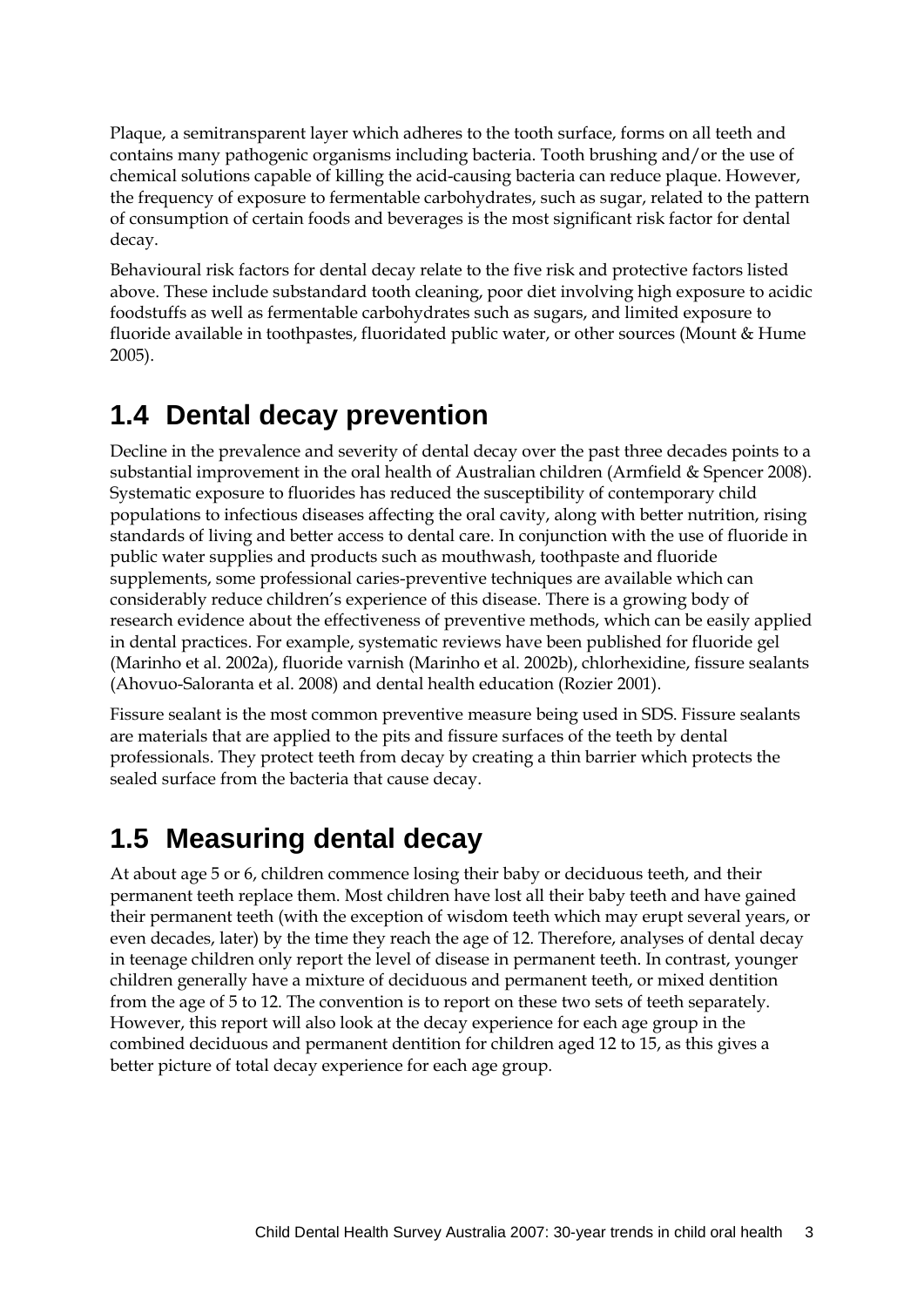Plaque, a semitransparent layer which adheres to the tooth surface, forms on all teeth and contains many pathogenic organisms including bacteria. Tooth brushing and/or the use of chemical solutions capable of killing the acid-causing bacteria can reduce plaque. However, the frequency of exposure to fermentable carbohydrates, such as sugar, related to the pattern of consumption of certain foods and beverages is the most significant risk factor for dental decay.

Behavioural risk factors for dental decay relate to the five risk and protective factors listed above. These include substandard tooth cleaning, poor diet involving high exposure to acidic foodstuffs as well as fermentable carbohydrates such as sugars, and limited exposure to fluoride available in toothpastes, fluoridated public water, or other sources (Mount & Hume 2005).

## 1.4 Dental decay prevention

Decline in the prevalence and severity of dental decay over the past three decades points to a substantial improvement in the oral health of Australian children (Armfield & Spencer 2008). Systematic exposure to fluorides has reduced the susceptibility of contemporary child populations to infectious diseases affecting the oral cavity, along with better nutrition, rising standards of living and better access to dental care. In conjunction with the use of fluoride in public water supplies and products such as mouthwash, toothpaste and fluoride supplements, some professional caries-preventive techniques are available which can considerably reduce children's experience of this disease. There is a growing body of research evidence about the effectiveness of preventive methods, which can be easily applied in dental practices. For example, systematic reviews have been published for fluoride gel (Marinho et al. 2002a), fluoride varnish (Marinho et al. 2002b), chlorhexidine, fissure sealants (Ahovuo-Saloranta et al. 2008) and dental health education (Rozier 2001).

Fissure sealant is the most common preventive measure being used in SDS. Fissure sealants are materials that are applied to the pits and fissure surfaces of the teeth by dental professionals. They protect teeth from decay by creating a thin barrier which protects the sealed surface from the bacteria that cause decay.

## 1.5 Measuring dental decay

At about age 5 or 6, children commence losing their baby or deciduous teeth, and their permanent teeth replace them. Most children have lost all their baby teeth and have gained their permanent teeth (with the exception of wisdom teeth which may erupt several years, or even decades, later) by the time they reach the age of 12. Therefore, analyses of dental decay in teenage children only report the level of disease in permanent teeth. In contrast, younger children generally have a mixture of deciduous and permanent teeth, or mixed dentition from the age of 5 to 12. The convention is to report on these two sets of teeth separately. However, this report will also look at the decay experience for each age group in the combined deciduous and permanent dentition for children aged 12 to 15, as this gives a better picture of total decay experience for each age group.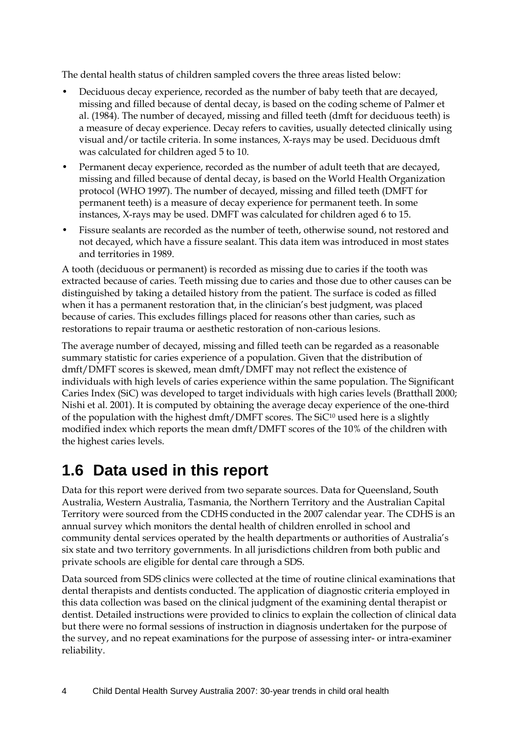The dental health status of children sampled covers the three areas listed below:

- Deciduous decay experience, recorded as the number of baby teeth that are decayed, missing and filled because of dental decay, is based on the coding scheme of Palmer et al. (1984). The number of decayed, missing and filled teeth (dmft for deciduous teeth) is a measure of decay experience. Decay refers to cavities, usually detected clinically using visual and/or tactile criteria. In some instances, X-rays may be used. Deciduous dmft was calculated for children aged 5 to 10.
- Permanent decay experience, recorded as the number of adult teeth that are decayed, missing and filled because of dental decay, is based on the World Health Organization protocol (WHO 1997). The number of decayed, missing and filled teeth (DMFT for permanent teeth) is a measure of decay experience for permanent teeth. In some instances, X-rays may be used. DMFT was calculated for children aged 6 to 15.
- Fissure sealants are recorded as the number of teeth, otherwise sound, not restored and not decayed, which have a fissure sealant. This data item was introduced in most states and territories in 1989.

A tooth (deciduous or permanent) is recorded as missing due to caries if the tooth was extracted because of caries. Teeth missing due to caries and those due to other causes can be distinguished by taking a detailed history from the patient. The surface is coded as filled when it has a permanent restoration that, in the clinician's best judgment, was placed because of caries. This excludes fillings placed for reasons other than caries, such as restorations to repair trauma or aesthetic restoration of non-carious lesions.

The average number of decayed, missing and filled teeth can be regarded as a reasonable summary statistic for caries experience of a population. Given that the distribution of dmft/DMFT scores is skewed, mean dmft/DMFT may not reflect the existence of individuals with high levels of caries experience within the same population. The Significant Caries Index (SiC) was developed to target individuals with high caries levels (Bratthall 2000; Nishi et al. 2001). It is computed by obtaining the average decay experience of the one-third of the population with the highest dmft/DMFT scores. The $SiC^{10}$ used here is a slightly modified index which reports the mean dmft/DMFT scores of the 10% of the children with the highest caries levels.

## 1.6 Data used in this report

Data for this report were derived from two separate sources. Data for Queensland, South Australia, Western Australia, Tasmania, the Northern Territory and the Australian Capital Territory were sourced from the CDHS conducted in the 2007 calendar year. The CDHS is an annual survey which monitors the dental health of children enrolled in school and community dental services operated by the health departments or authorities of Australia's six state and two territory governments. In all jurisdictions children from both public and private schools are eligible for dental care through a SDS.

Data sourced from SDS clinics were collected at the time of routine clinical examinations that dental therapists and dentists conducted. The application of diagnostic criteria employed in this data collection was based on the clinical judgment of the examining dental therapist or dentist. Detailed instructions were provided to clinics to explain the collection of clinical data but there were no formal sessions of instruction in diagnosis undertaken for the purpose of the survey, and no repeat examinations for the purpose of assessing inter- or intra-examiner reliability.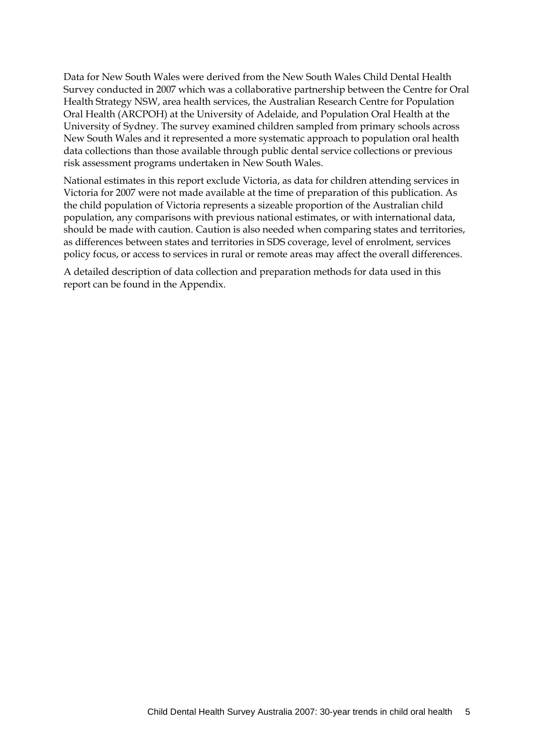Data for New South Wales were derived from the New South Wales Child Dental Health Survey conducted in 2007 which was a collaborative partnership between the Centre for Oral Health Strategy NSW, area health services, the Australian Research Centre for Population Oral Health (ARCPOH) at the University of Adelaide, and Population Oral Health at the University of Sydney. The survey examined children sampled from primary schools across New South Wales and it represented a more systematic approach to population oral health data collections than those available through public dental service collections or previous risk assessment programs undertaken in New South Wales.

National estimates in this report exclude Victoria, as data for children attending services in Victoria for 2007 were not made available at the time of preparation of this publication. As the child population of Victoria represents a sizeable proportion of the Australian child population, any comparisons with previous national estimates, or with international data, should be made with caution. Caution is also needed when comparing states and territories, as differences between states and territories in SDS coverage, level of enrolment, services policy focus, or access to services in rural or remote areas may affect the overall differences.

A detailed description of data collection and preparation methods for data used in this report can be found in the Appendix.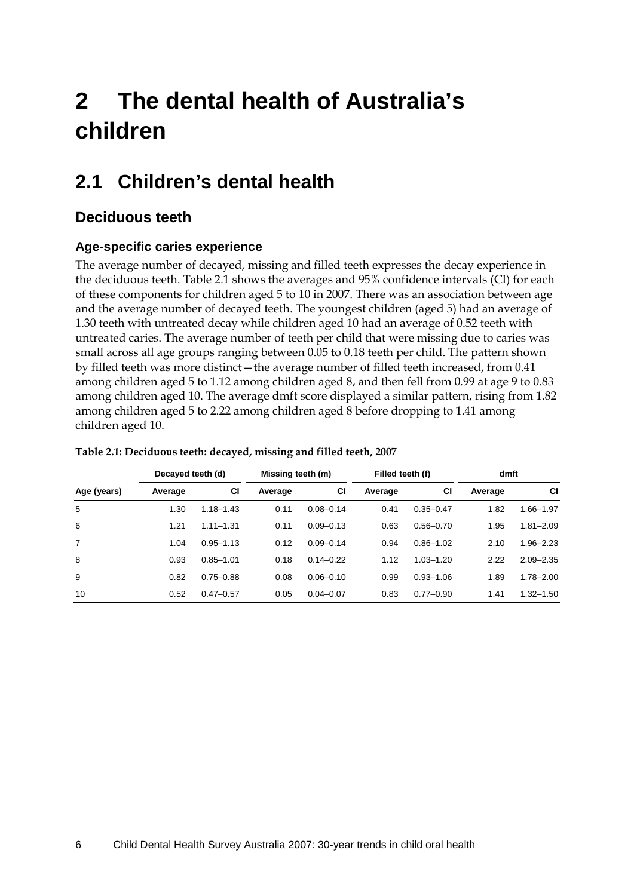# 2 The dental health of Australia's children

## 2.1 Children's dental health

### Deciduous teeth

#### Age-specific caries experience

The average number of decayed, missing and filled teeth expresses the decay experience in the deciduous teeth. Table 2.1 shows the averages and 95% confidence intervals (CI) for each of these components for children aged 5 to 10 in 2007. There was an association between age and the average number of decayed teeth. The youngest children (aged 5) had an average of 1.30 teeth with untreated decay while children aged 10 had an average of 0.52 teeth with untreated caries. The average number of teeth per child that were missing due to caries was small across all age groups ranging between 0.05 to 0.18 teeth per child. The pattern shown by filled teeth was more distinct—the average number of filled teeth increased, from 0.41 among children aged 5 to 1.12 among children aged 8, and then fell from 0.99 at age 9 to 0.83 among children aged 10. The average dmft score displayed a similar pattern, rising from 1.82 among children aged 5 to 2.22 among children aged 8 before dropping to 1.41 among children aged 10.

**Table 2.1: Deciduous teeth: decayed, missing and filled teeth, 2007**

| | Decayed teeth (d) | | Missing teeth (m) | | Filled teeth (f) | | dmft | |
|---|---|---|---|---|---|---|---|---|
| Age (years) | Average | CI | Average | CI | Average | CI | Average | CI |
| 5 | 1.30 | 1.18–1.43 | 0.11 | 0.08–0.14 | 0.41 | 0.35–0.47 | 1.82 | 1.66–1.97 |
| 6 | 1.21 | 1.11–1.31 | 0.11 | 0.09–0.13 | 0.63 | 0.56–0.70 | 1.95 | 1.81–2.09 |
| 7 | 1.04 | 0.95–1.13 | 0.12 | 0.09–0.14 | 0.94 | 0.86–1.02 | 2.10 | 1.96–2.23 |
| 8 | 0.93 | 0.85–1.01 | 0.18 | 0.14–0.22 | 1.12 | 1.03–1.20 | 2.22 | 2.09–2.35 |
| 9 | 0.82 | 0.75–0.88 | 0.08 | 0.06–0.10 | 0.99 | 0.93–1.06 | 1.89 | 1.78–2.00 |
| 10 | 0.52 | 0.47–0.57 | 0.05 | 0.04–0.07 | 0.83 | 0.77–0.90 | 1.41 | 1.32–1.50 |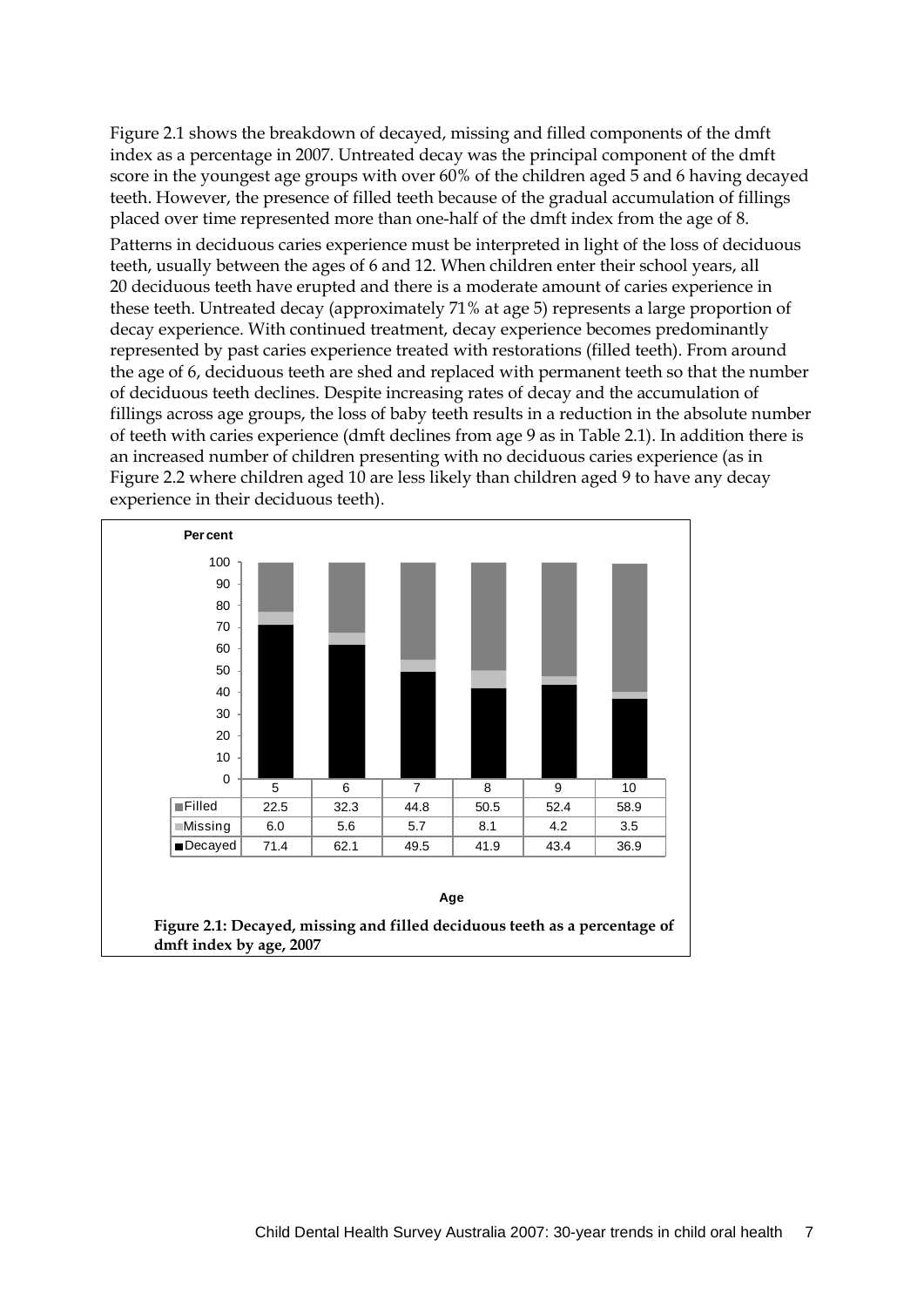Figure 2.1 shows the breakdown of decayed, missing and filled components of the dmft index as a percentage in 2007. Untreated decay was the principal component of the dmft score in the youngest age groups with over 60% of the children aged 5 and 6 having decayed teeth. However, the presence of filled teeth because of the gradual accumulation of fillings placed over time represented more than one-half of the dmft index from the age of 8.

Patterns in deciduous caries experience must be interpreted in light of the loss of deciduous teeth, usually between the ages of 6 and 12. When children enter their school years, all 20 deciduous teeth have erupted and there is a moderate amount of caries experience in these teeth. Untreated decay (approximately 71% at age 5) represents a large proportion of decay experience. With continued treatment, decay experience becomes predominantly represented by past caries experience treated with restorations (filled teeth). From around the age of 6, deciduous teeth are shed and replaced with permanent teeth so that the number of deciduous teeth declines. Despite increasing rates of decay and the accumulation of fillings across age groups, the loss of baby teeth results in a reduction in the absolute number of teeth with caries experience (dmft declines from age 9 as in Table 2.1). In addition there is an increased number of children presenting with no deciduous caries experience (as in Figure 2.2 where children aged 10 are less likely than children aged 9 to have any decay experience in their deciduous teeth).

Per cent

| Age | 5 | 6 | 7 | 8 | 9 | 10 |
|---|---|---|---|---|---|---|
| Filled | 22.5 | 32.3 | 44.8 | 50.5 | 52.4 | 58.9 |
| Missing | 6.0 | 5.6 | 5.7 | 8.1 | 4.2 | 3.5 |
| Decayed | 71.4 | 62.1 | 49.5 | 41.9 | 43.4 | 36.9 |

Age

**Figure 2.1: Decayed, missing and filled deciduous teeth as a percentage of dmft index by age, 2007**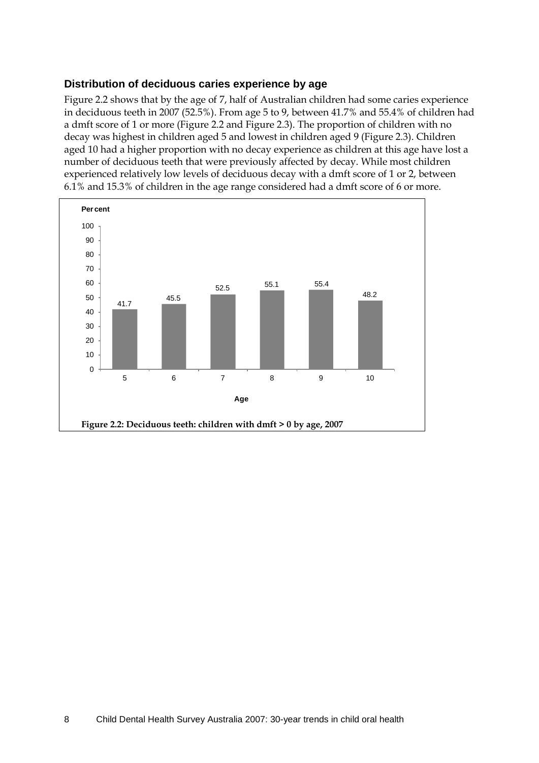### Distribution of deciduous caries experience by age

Figure 2.2 shows that by the age of 7, half of Australian children had some caries experience in deciduous teeth in 2007 (52.5%). From age 5 to 9, between 41.7% and 55.4% of children had a dmft score of 1 or more (Figure 2.2 and Figure 2.3). The proportion of children with no decay was highest in children aged 5 and lowest in children aged 9 (Figure 2.3). Children aged 10 had a higher proportion with no decay experience as children at this age have lost a number of deciduous teeth that were previously affected by decay. While most children experienced relatively low levels of deciduous decay with a dmft score of 1 or 2, between 6.1% and 15.3% of children in the age range considered had a dmft score of 6 or more.

| Age | Per cent |
|---|---|
| 5 | 41.7 |
| 6 | 45.5 |
| 7 | 52.5 |
| 8 | 55.1 |
| 9 | 55.4 |
| 10 | 48.2 |

**Figure 2.2: Deciduous teeth: children with dmft > 0 by age, 2007**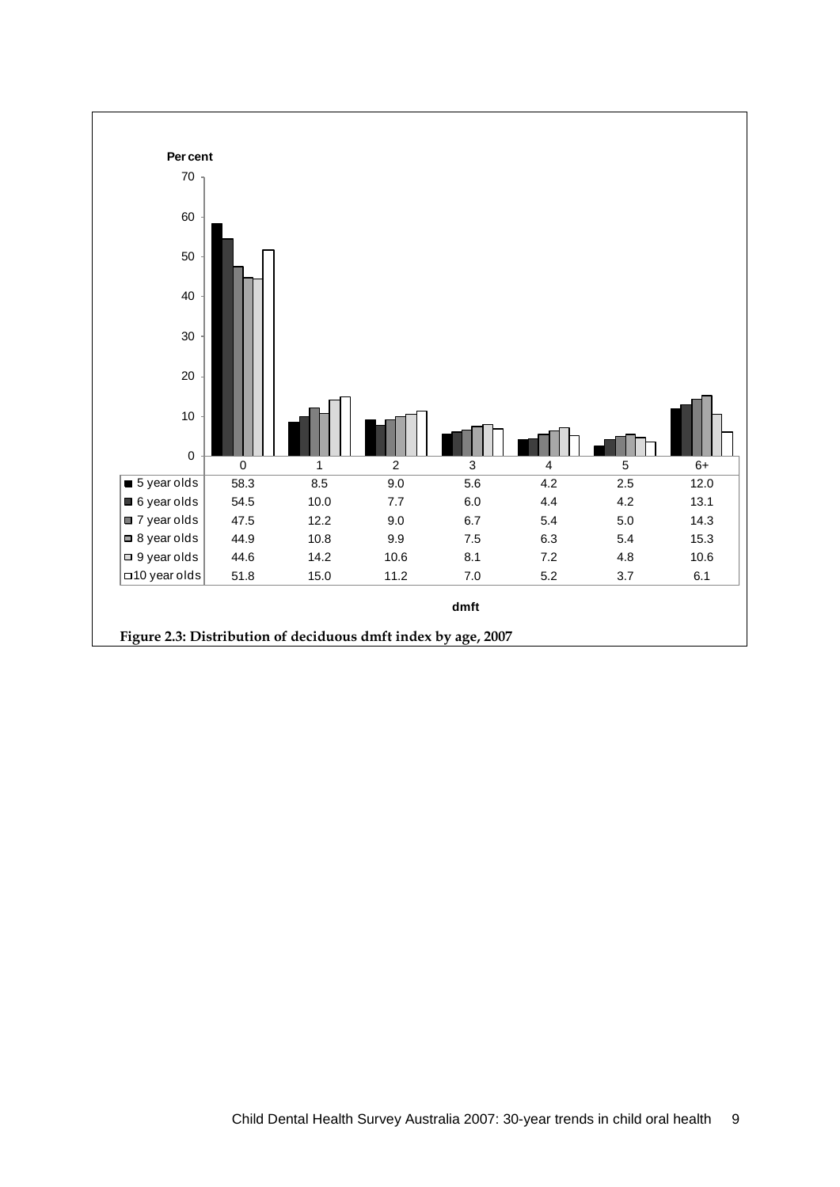| dmft | 0 | 1 | 2 | 3 | 4 | 5 | 6+ |
|---|---|---|---|---|---|---|---|
| 5 year olds | 58.3 | 8.5 | 9.0 | 5.6 | 4.2 | 2.5 | 12.0 |
| 6 year olds | 54.5 | 10.0 | 7.7 | 6.0 | 4.4 | 4.2 | 13.1 |
| 7 year olds | 47.5 | 12.2 | 9.0 | 6.7 | 5.4 | 5.0 | 14.3 |
| 8 year olds | 44.9 | 10.8 | 9.9 | 7.5 | 6.3 | 5.4 | 15.3 |
| 9 year olds | 44.6 | 14.2 | 10.6 | 8.1 | 7.2 | 4.8 | 10.6 |
| 10 year olds | 51.8 | 15.0 | 11.2 | 7.0 | 5.2 | 3.7 | 6.1 |

**Figure 2.3: Distribution of deciduous dmft index by age, 2007**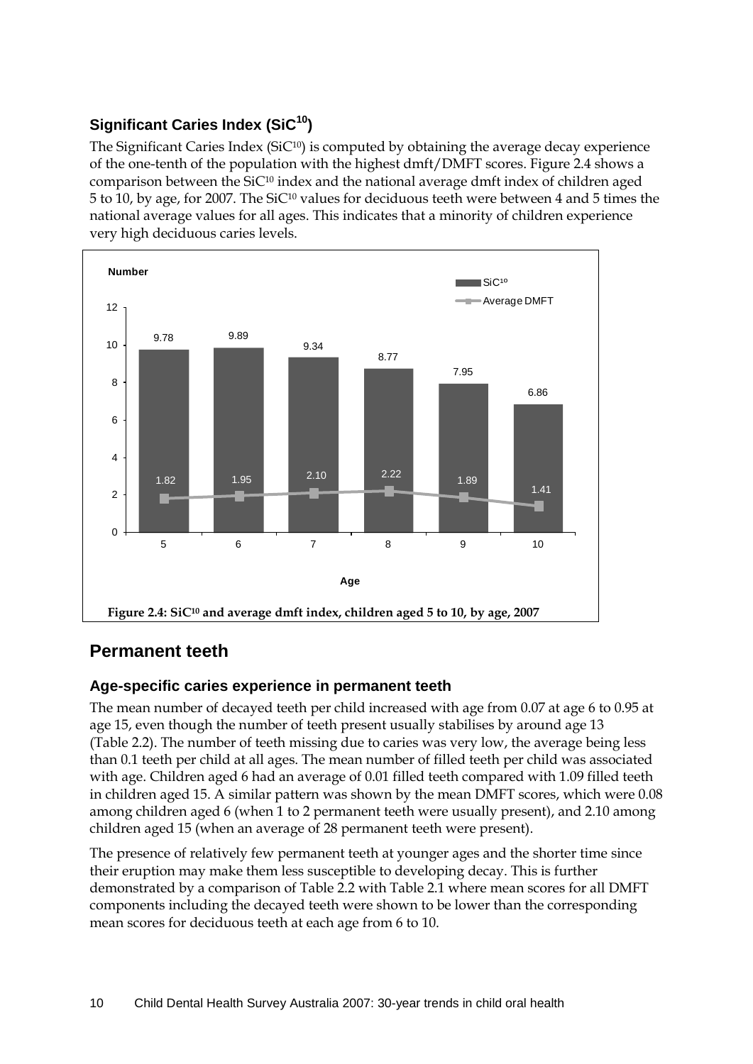### Significant Caries Index ($SiC^{10}$)

The Significant Caries Index ($SiC^{10}$) is computed by obtaining the average decay experience of the one-tenth of the population with the highest dmft/DMFT scores. Figure 2.4 shows a comparison between the $SiC^{10}$ index and the national average dmft index of children aged 5 to 10, by age, for 2007. The $SiC^{10}$ values for deciduous teeth were between 4 and 5 times the national average values for all ages. This indicates that a minority of children experience very high deciduous caries levels.

| Age | $SiC^{10}$ | Average DMFT |
|---|---|---|
| 5 | 9.78 | 1.82 |
| 6 | 9.89 | 1.95 |
| 7 | 9.34 | 2.10 |
| 8 | 8.77 | 2.22 |
| 9 | 7.95 | 1.89 |
| 10 | 6.86 | 1.41 |

**Figure 2.4: $SiC^{10}$ and average dmft index, children aged 5 to 10, by age, 2007**

## Permanent teeth

### Age-specific caries experience in permanent teeth

The mean number of decayed teeth per child increased with age from 0.07 at age 6 to 0.95 at age 15, even though the number of teeth present usually stabilises by around age 13 (Table 2.2). The number of teeth missing due to caries was very low, the average being less than 0.1 teeth per child at all ages. The mean number of filled teeth per child was associated with age. Children aged 6 had an average of 0.01 filled teeth compared with 1.09 filled teeth in children aged 15. A similar pattern was shown by the mean DMFT scores, which were 0.08 among children aged 6 (when 1 to 2 permanent teeth were usually present), and 2.10 among children aged 15 (when an average of 28 permanent teeth were present).

The presence of relatively few permanent teeth at younger ages and the shorter time since their eruption may make them less susceptible to developing decay. This is further demonstrated by a comparison of Table 2.2 with Table 2.1 where mean scores for all DMFT components including the decayed teeth were shown to be lower than the corresponding mean scores for deciduous teeth at each age from 6 to 10.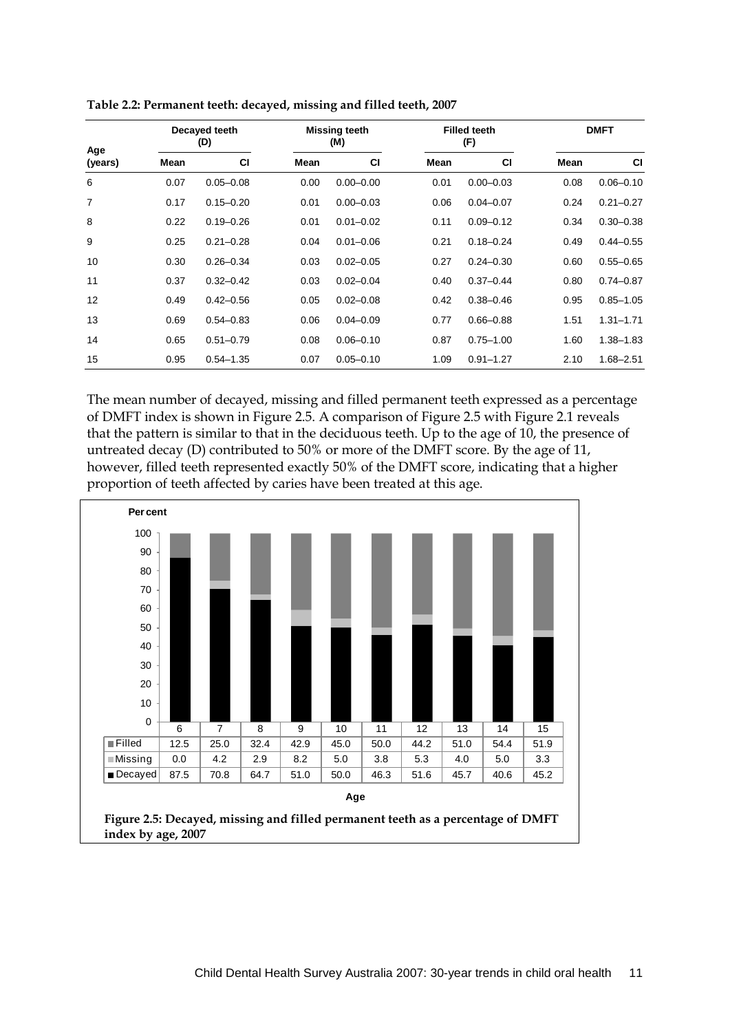**Table 2.2: Permanent teeth: decayed, missing and filled teeth, 2007**

| Age (years) | Decayed teeth (D) | | Missing teeth (M) | | Filled teeth (F) | | DMFT | |
|---|---|---|---|---|---|---|---|---|
| | Mean | CI | Mean | CI | Mean | CI | Mean | CI |
| 6 | 0.07 | 0.05–0.08 | 0.00 | 0.00–0.00 | 0.01 | 0.00–0.03 | 0.08 | 0.06–0.10 |
| 7 | 0.17 | 0.15–0.20 | 0.01 | 0.00–0.03 | 0.06 | 0.04–0.07 | 0.24 | 0.21–0.27 |
| 8 | 0.22 | 0.19–0.26 | 0.01 | 0.01–0.02 | 0.11 | 0.09–0.12 | 0.34 | 0.30–0.38 |
| 9 | 0.25 | 0.21–0.28 | 0.04 | 0.01–0.06 | 0.21 | 0.18–0.24 | 0.49 | 0.44–0.55 |
| 10 | 0.30 | 0.26–0.34 | 0.03 | 0.02–0.05 | 0.27 | 0.24–0.30 | 0.60 | 0.55–0.65 |
| 11 | 0.37 | 0.32–0.42 | 0.03 | 0.02–0.04 | 0.40 | 0.37–0.44 | 0.80 | 0.74–0.87 |
| 12 | 0.49 | 0.42–0.56 | 0.05 | 0.02–0.08 | 0.42 | 0.38–0.46 | 0.95 | 0.85–1.05 |
| 13 | 0.69 | 0.54–0.83 | 0.06 | 0.04–0.09 | 0.77 | 0.66–0.88 | 1.51 | 1.31–1.71 |
| 14 | 0.65 | 0.51–0.79 | 0.08 | 0.06–0.10 | 0.87 | 0.75–1.00 | 1.60 | 1.38–1.83 |
| 15 | 0.95 | 0.54–1.35 | 0.07 | 0.05–0.10 | 1.09 | 0.91–1.27 | 2.10 | 1.68–2.51 |

The mean number of decayed, missing and filled permanent teeth expressed as a percentage of DMFT index is shown in Figure 2.5. A comparison of Figure 2.5 with Figure 2.1 reveals that the pattern is similar to that in the deciduous teeth. Up to the age of 10, the presence of untreated decay (D) contributed to 50% or more of the DMFT score. By the age of 11, however, filled teeth represented exactly 50% of the DMFT score, indicating that a higher proportion of teeth affected by caries have been treated at this age.

Per cent

| Age | 6 | 7 | 8 | 9 | 10 | 11 | 12 | 13 | 14 | 15 |
|---|---|---|---|---|---|---|---|---|---|---|
| Filled | 12.5 | 25.0 | 32.4 | 42.9 | 45.0 | 50.0 | 44.2 | 51.0 | 54.4 | 51.9 |
| Missing | 0.0 | 4.2 | 2.9 | 8.2 | 5.0 | 3.8 | 5.3 | 4.0 | 5.0 | 3.3 |
| Decayed | 87.5 | 70.8 | 64.7 | 51.0 | 50.0 | 46.3 | 51.6 | 45.7 | 40.6 | 45.2 |

**Figure 2.5: Decayed, missing and filled permanent teeth as a percentage of DMFT index by age, 2007**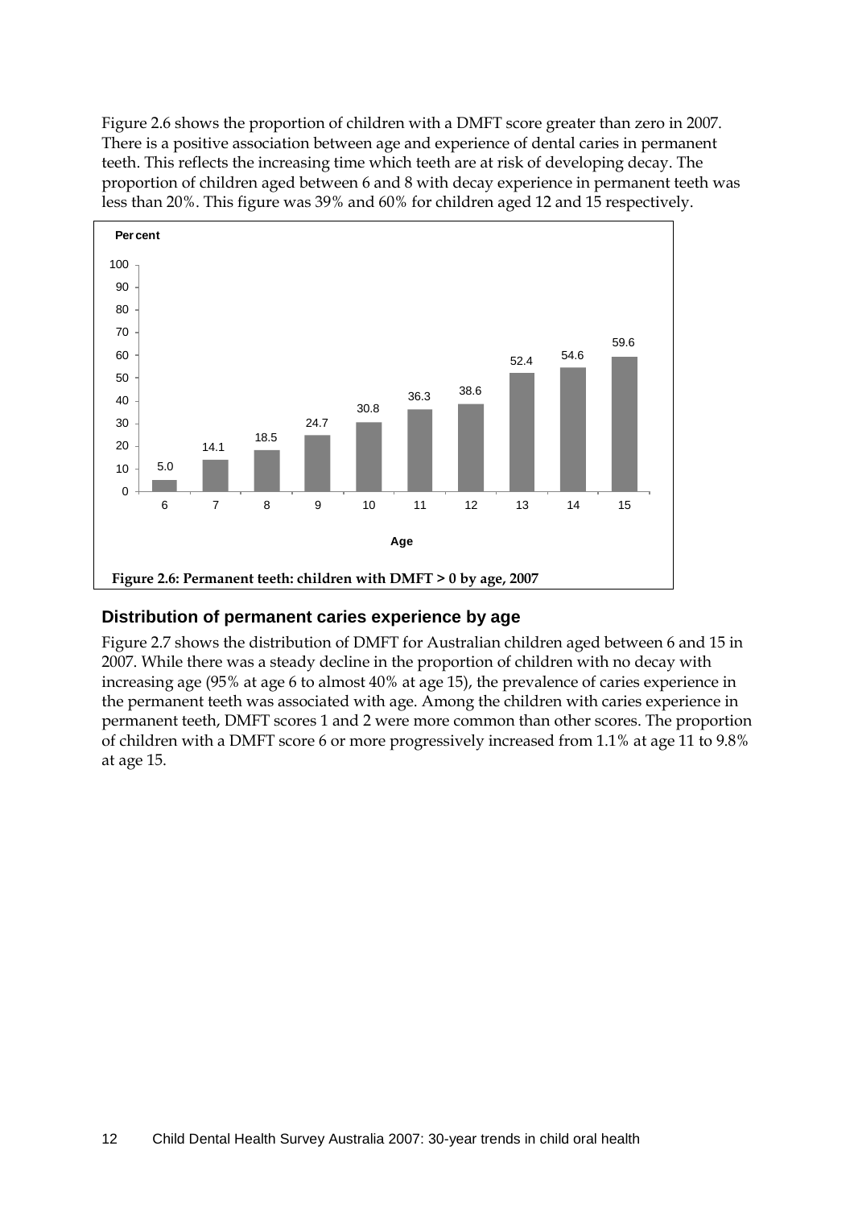Figure 2.6 shows the proportion of children with a DMFT score greater than zero in 2007. There is a positive association between age and experience of dental caries in permanent teeth. This reflects the increasing time which teeth are at risk of developing decay. The proportion of children aged between 6 and 8 with decay experience in permanent teeth was less than 20%. This figure was 39% and 60% for children aged 12 and 15 respectively.

| Age | Per cent |
|---|---|
| 6 | 5.0 |
| 7 | 14.1 |
| 8 | 18.5 |
| 9 | 24.7 |
| 10 | 30.8 |
| 11 | 36.3 |
| 12 | 38.6 |
| 13 | 52.4 |
| 14 | 54.6 |
| 15 | 59.6 |

**Figure 2.6: Permanent teeth: children with DMFT > 0 by age, 2007**

### Distribution of permanent caries experience by age

Figure 2.7 shows the distribution of DMFT for Australian children aged between 6 and 15 in 2007. While there was a steady decline in the proportion of children with no decay with increasing age (95% at age 6 to almost 40% at age 15), the prevalence of caries experience in the permanent teeth was associated with age. Among the children with caries experience in permanent teeth, DMFT scores 1 and 2 were more common than other scores. The proportion of children with a DMFT score 6 or more progressively increased from 1.1% at age 11 to 9.8% at age 15.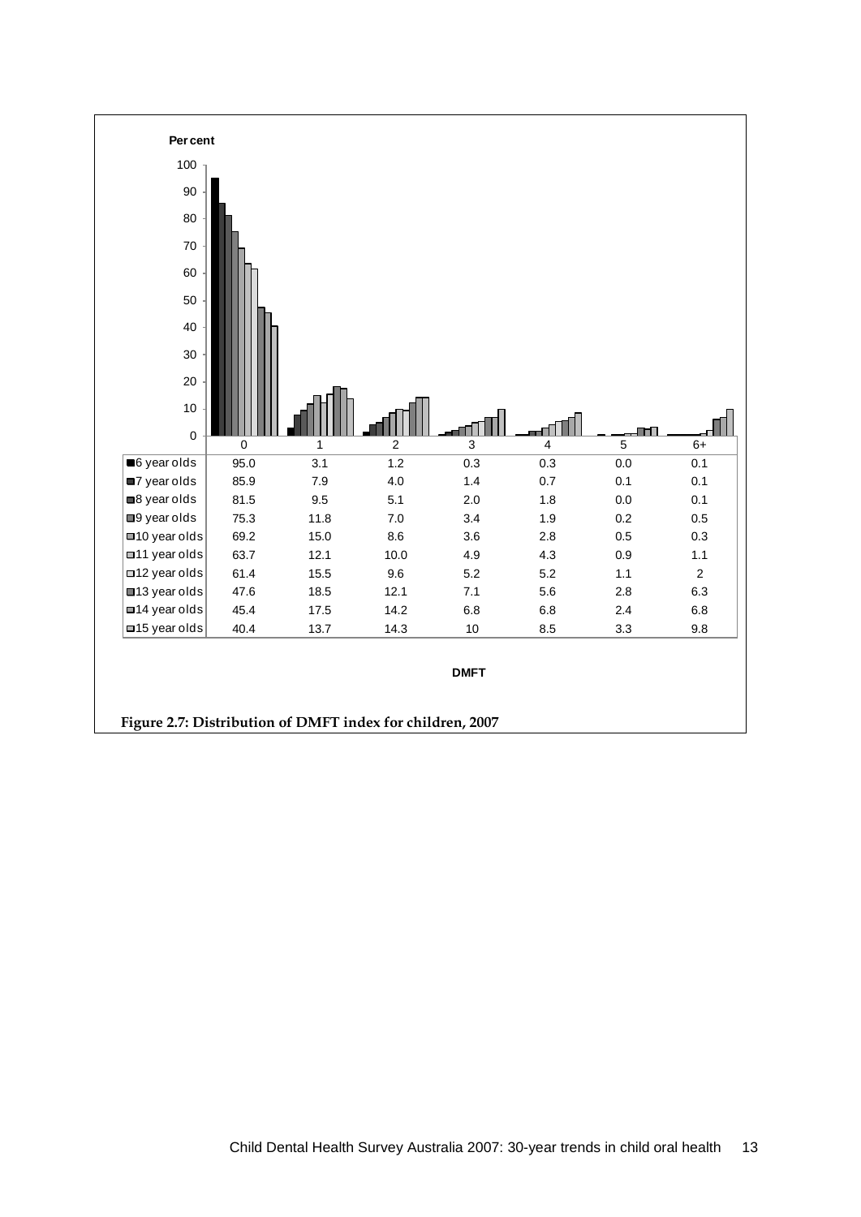| | 0 | 1 | 2 | 3 | 4 | 5 | 6+ |
|---|---|---|---|---|---|---|---|
| 6 year olds | 95.0 | 3.1 | 1.2 | 0.3 | 0.3 | 0.0 | 0.1 |
| 7 year olds | 85.9 | 7.9 | 4.0 | 1.4 | 0.7 | 0.1 | 0.1 |
| 8 year olds | 81.5 | 9.5 | 5.1 | 2.0 | 1.8 | 0.0 | 0.1 |
| 9 year olds | 75.3 | 11.8 | 7.0 | 3.4 | 1.9 | 0.2 | 0.5 |
| 10 year olds | 69.2 | 15.0 | 8.6 | 3.6 | 2.8 | 0.5 | 0.3 |
| 11 year olds | 63.7 | 12.1 | 10.0 | 4.9 | 4.3 | 0.9 | 1.1 |
| 12 year olds | 61.4 | 15.5 | 9.6 | 5.2 | 5.2 | 1.1 | 2 |
| 13 year olds | 47.6 | 18.5 | 12.1 | 7.1 | 5.6 | 2.8 | 6.3 |
| 14 year olds | 45.4 | 17.5 | 14.2 | 6.8 | 6.8 | 2.4 | 6.8 |
| 15 year olds | 40.4 | 13.7 | 14.3 | 10 | 8.5 | 3.3 | 9.8 |

Per cent (y-axis); DMFT (x-axis)

**Figure 2.7: Distribution of DMFT index for children, 2007**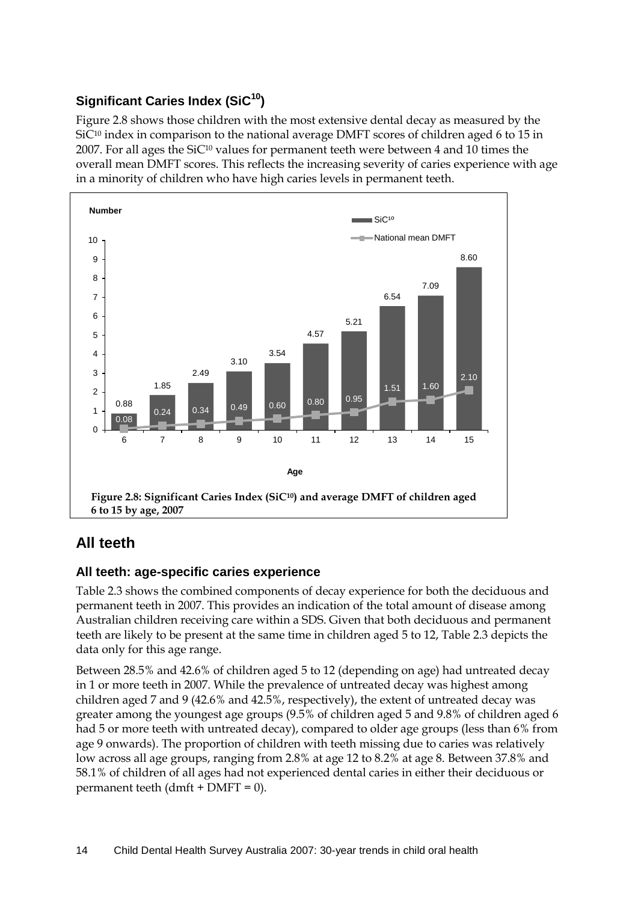### Significant Caries Index (SiC[10])

Figure 2.8 shows those children with the most extensive dental decay as measured by the SiC[10] index in comparison to the national average DMFT scores of children aged 6 to 15 in 2007. For all ages the SiC[10] values for permanent teeth were between 4 and 10 times the overall mean DMFT scores. This reflects the increasing severity of caries experience with age in a minority of children who have high caries levels in permanent teeth.

| Age | SiC[10] | National mean DMFT |
|---|---|---|
| 6 | 0.88 | 0.08 |
| 7 | 1.85 | 0.24 |
| 8 | 2.49 | 0.34 |
| 9 | 3.10 | 0.49 |
| 10 | 3.54 | 0.60 |
| 11 | 4.57 | 0.80 |
| 12 | 5.21 | 0.95 |
| 13 | 6.54 | 1.51 |
| 14 | 7.09 | 1.60 |
| 15 | 8.60 | 2.10 |

**Figure 2.8: Significant Caries Index (SiC[10]) and average DMFT of children aged 6 to 15 by age, 2007**

## All teeth

### All teeth: age-specific caries experience

Table 2.3 shows the combined components of decay experience for both the deciduous and permanent teeth in 2007. This provides an indication of the total amount of disease among Australian children receiving care within a SDS. Given that both deciduous and permanent teeth are likely to be present at the same time in children aged 5 to 12, Table 2.3 depicts the data only for this age range.

Between 28.5% and 42.6% of children aged 5 to 12 (depending on age) had untreated decay in 1 or more teeth in 2007. While the prevalence of untreated decay was highest among children aged 7 and 9 (42.6% and 42.5%, respectively), the extent of untreated decay was greater among the youngest age groups (9.5% of children aged 5 and 9.8% of children aged 6 had 5 or more teeth with untreated decay), compared to older age groups (less than 6% from age 9 onwards). The proportion of children with teeth missing due to caries was relatively low across all age groups, ranging from 2.8% at age 12 to 8.2% at age 8. Between 37.8% and 58.1% of children of all ages had not experienced dental caries in either their deciduous or permanent teeth (dmft + DMFT = 0).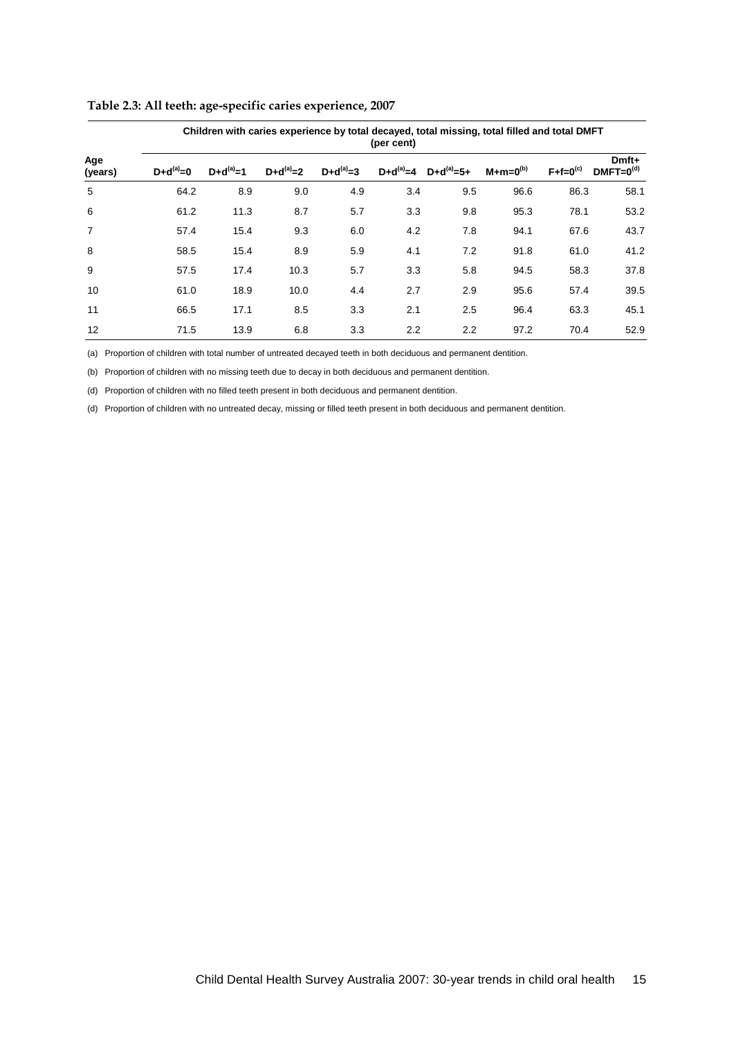**Table 2.3: All teeth: age-specific caries experience, 2007**

| Age (years) | Children with caries experience by total decayed, total missing, total filled and total DMFT (per cent) | | | | | | | | |
|---|---|---|---|---|---|---|---|---|---|
| | D+d[(a)]=0 | D+d[(a)]=1 | D+d[(a)]=2 | D+d[(a)]=3 | D+d[(a)]=4 | D+d[(a)]=5+ | M+m=0[(b)] | F+f=0[(c)] | Dmft+ DMFT=0[(d)] |
| 5 | 64.2 | 8.9 | 9.0 | 4.9 | 3.4 | 9.5 | 96.6 | 86.3 | 58.1 |
| 6 | 61.2 | 11.3 | 8.7 | 5.7 | 3.3 | 9.8 | 95.3 | 78.1 | 53.2 |
| 7 | 57.4 | 15.4 | 9.3 | 6.0 | 4.2 | 7.8 | 94.1 | 67.6 | 43.7 |
| 8 | 58.5 | 15.4 | 8.9 | 5.9 | 4.1 | 7.2 | 91.8 | 61.0 | 41.2 |
| 9 | 57.5 | 17.4 | 10.3 | 5.7 | 3.3 | 5.8 | 94.5 | 58.3 | 37.8 |
| 10 | 61.0 | 18.9 | 10.0 | 4.4 | 2.7 | 2.9 | 95.6 | 57.4 | 39.5 |
| 11 | 66.5 | 17.1 | 8.5 | 3.3 | 2.1 | 2.5 | 96.4 | 63.3 | 45.1 |
| 12 | 71.5 | 13.9 | 6.8 | 3.3 | 2.2 | 2.2 | 97.2 | 70.4 | 52.9 |

(a) Proportion of children with total number of untreated decayed teeth in both deciduous and permanent dentition.

(b) Proportion of children with no missing teeth due to decay in both deciduous and permanent dentition.

(d) Proportion of children with no filled teeth present in both deciduous and permanent dentition.

(d) Proportion of children with no untreated decay, missing or filled teeth present in both deciduous and permanent dentition.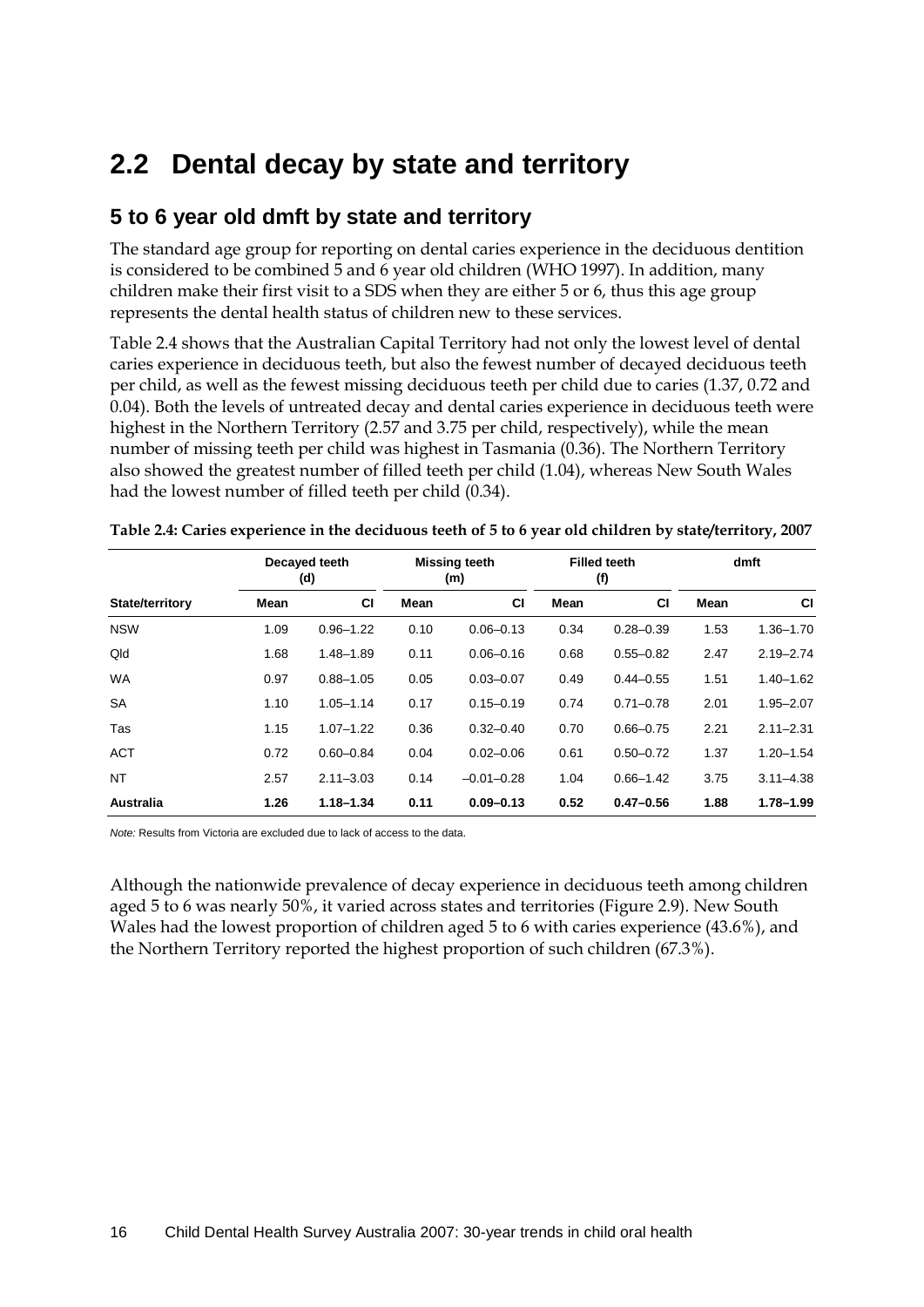## 2.2 Dental decay by state and territory

### 5 to 6 year old dmft by state and territory

The standard age group for reporting on dental caries experience in the deciduous dentition is considered to be combined 5 and 6 year old children (WHO 1997). In addition, many children make their first visit to a SDS when they are either 5 or 6, thus this age group represents the dental health status of children new to these services.

Table 2.4 shows that the Australian Capital Territory had not only the lowest level of dental caries experience in deciduous teeth, but also the fewest number of decayed deciduous teeth per child, as well as the fewest missing deciduous teeth per child due to caries (1.37, 0.72 and 0.04). Both the levels of untreated decay and dental caries experience in deciduous teeth were highest in the Northern Territory (2.57 and 3.75 per child, respectively), while the mean number of missing teeth per child was highest in Tasmania (0.36). The Northern Territory also showed the greatest number of filled teeth per child (1.04), whereas New South Wales had the lowest number of filled teeth per child (0.34).

**Table 2.4: Caries experience in the deciduous teeth of 5 to 6 year old children by state/territory, 2007**

| | Decayed teeth (d) | | Missing teeth (m) | | Filled teeth (f) | | dmft | |
|---|---|---|---|---|---|---|---|---|
| **State/territory** | **Mean** | **CI** | **Mean** | **CI** | **Mean** | **CI** | **Mean** | **CI** |
| NSW | 1.09 | 0.96–1.22 | 0.10 | 0.06–0.13 | 0.34 | 0.28–0.39 | 1.53 | 1.36–1.70 |
| Qld | 1.68 | 1.48–1.89 | 0.11 | 0.06–0.16 | 0.68 | 0.55–0.82 | 2.47 | 2.19–2.74 |
| WA | 0.97 | 0.88–1.05 | 0.05 | 0.03–0.07 | 0.49 | 0.44–0.55 | 1.51 | 1.40–1.62 |
| SA | 1.10 | 1.05–1.14 | 0.17 | 0.15–0.19 | 0.74 | 0.71–0.78 | 2.01 | 1.95–2.07 |
| Tas | 1.15 | 1.07–1.22 | 0.36 | 0.32–0.40 | 0.70 | 0.66–0.75 | 2.21 | 2.11–2.31 |
| ACT | 0.72 | 0.60–0.84 | 0.04 | 0.02–0.06 | 0.61 | 0.50–0.72 | 1.37 | 1.20–1.54 |
| NT | 2.57 | 2.11–3.03 | 0.14 | –0.01–0.28 | 1.04 | 0.66–1.42 | 3.75 | 3.11–4.38 |
| **Australia** | **1.26** | **1.18–1.34** | **0.11** | **0.09–0.13** | **0.52** | **0.47–0.56** | **1.88** | **1.78–1.99** |

*Note:* Results from Victoria are excluded due to lack of access to the data.

Although the nationwide prevalence of decay experience in deciduous teeth among children aged 5 to 6 was nearly 50%, it varied across states and territories (Figure 2.9). New South Wales had the lowest proportion of children aged 5 to 6 with caries experience (43.6%), and the Northern Territory reported the highest proportion of such children (67.3%).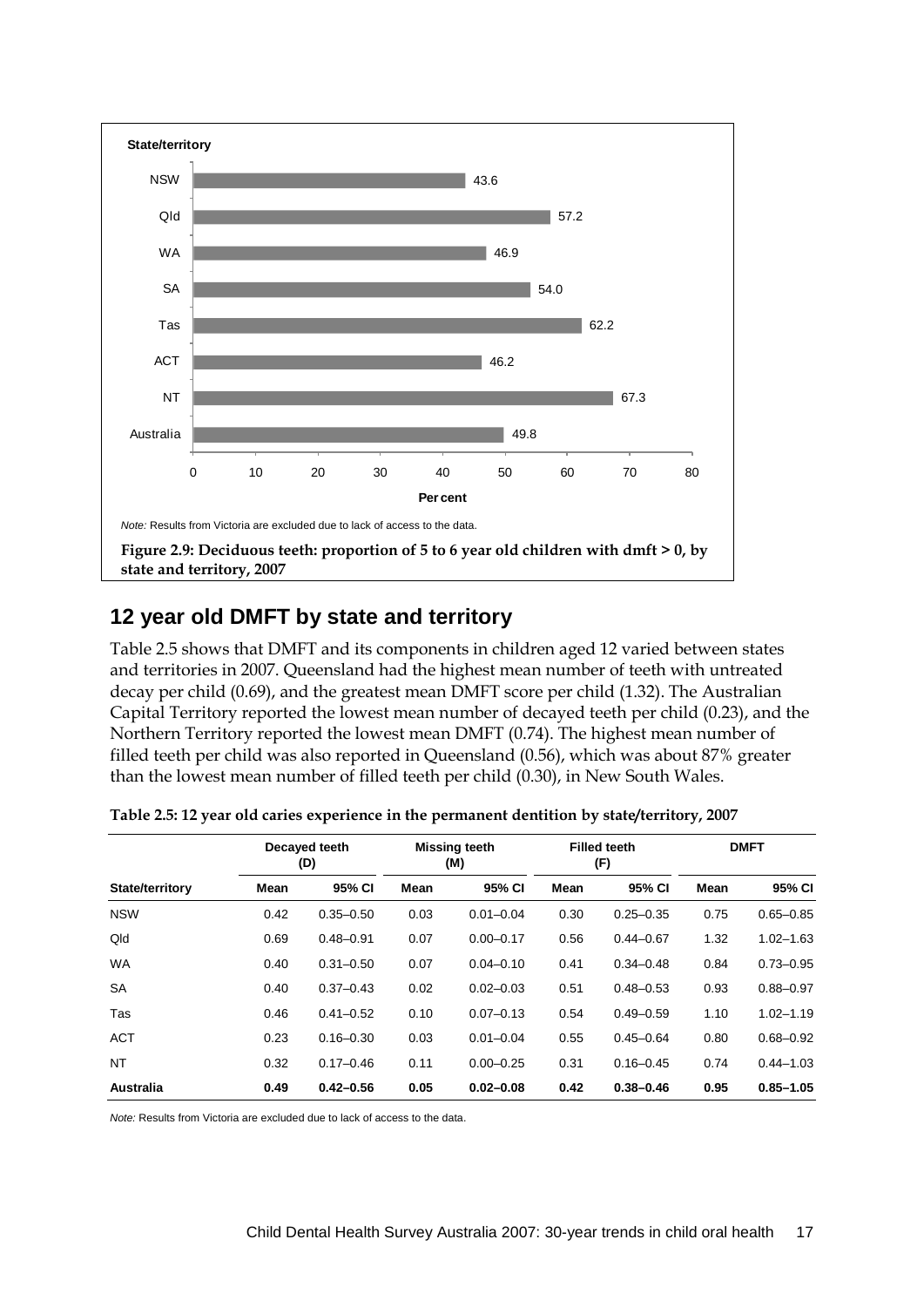| State/territory | Per cent |
|---|---|
| NSW | 43.6 |
| Qld | 57.2 |
| WA | 46.9 |
| SA | 54.0 |
| Tas | 62.2 |
| ACT | 46.2 |
| NT | 67.3 |
| Australia | 49.8 |

*Note:* Results from Victoria are excluded due to lack of access to the data.

**Figure 2.9: Deciduous teeth: proportion of 5 to 6 year old children with dmft > 0, by state and territory, 2007**

## 12 year old DMFT by state and territory

Table 2.5 shows that DMFT and its components in children aged 12 varied between states and territories in 2007. Queensland had the highest mean number of teeth with untreated decay per child (0.69), and the greatest mean DMFT score per child (1.32). The Australian Capital Territory reported the lowest mean number of decayed teeth per child (0.23), and the Northern Territory reported the lowest mean DMFT (0.74). The highest mean number of filled teeth per child was also reported in Queensland (0.56), which was about 87% greater than the lowest mean number of filled teeth per child (0.30), in New South Wales.

**Table 2.5: 12 year old caries experience in the permanent dentition by state/territory, 2007**

| | Decayed teeth (D) | | Missing teeth (M) | | Filled teeth (F) | | DMFT | |
|---|---|---|---|---|---|---|---|---|
| **State/territory** | **Mean** | **95% CI** | **Mean** | **95% CI** | **Mean** | **95% CI** | **Mean** | **95% CI** |
| NSW | 0.42 | 0.35–0.50 | 0.03 | 0.01–0.04 | 0.30 | 0.25–0.35 | 0.75 | 0.65–0.85 |
| Qld | 0.69 | 0.48–0.91 | 0.07 | 0.00–0.17 | 0.56 | 0.44–0.67 | 1.32 | 1.02–1.63 |
| WA | 0.40 | 0.31–0.50 | 0.07 | 0.04–0.10 | 0.41 | 0.34–0.48 | 0.84 | 0.73–0.95 |
| SA | 0.40 | 0.37–0.43 | 0.02 | 0.02–0.03 | 0.51 | 0.48–0.53 | 0.93 | 0.88–0.97 |
| Tas | 0.46 | 0.41–0.52 | 0.10 | 0.07–0.13 | 0.54 | 0.49–0.59 | 1.10 | 1.02–1.19 |
| ACT | 0.23 | 0.16–0.30 | 0.03 | 0.01–0.04 | 0.55 | 0.45–0.64 | 0.80 | 0.68–0.92 |
| NT | 0.32 | 0.17–0.46 | 0.11 | 0.00–0.25 | 0.31 | 0.16–0.45 | 0.74 | 0.44–1.03 |
| **Australia** | **0.49** | **0.42–0.56** | **0.05** | **0.02–0.08** | **0.42** | **0.38–0.46** | **0.95** | **0.85–1.05** |

*Note:* Results from Victoria are excluded due to lack of access to the data.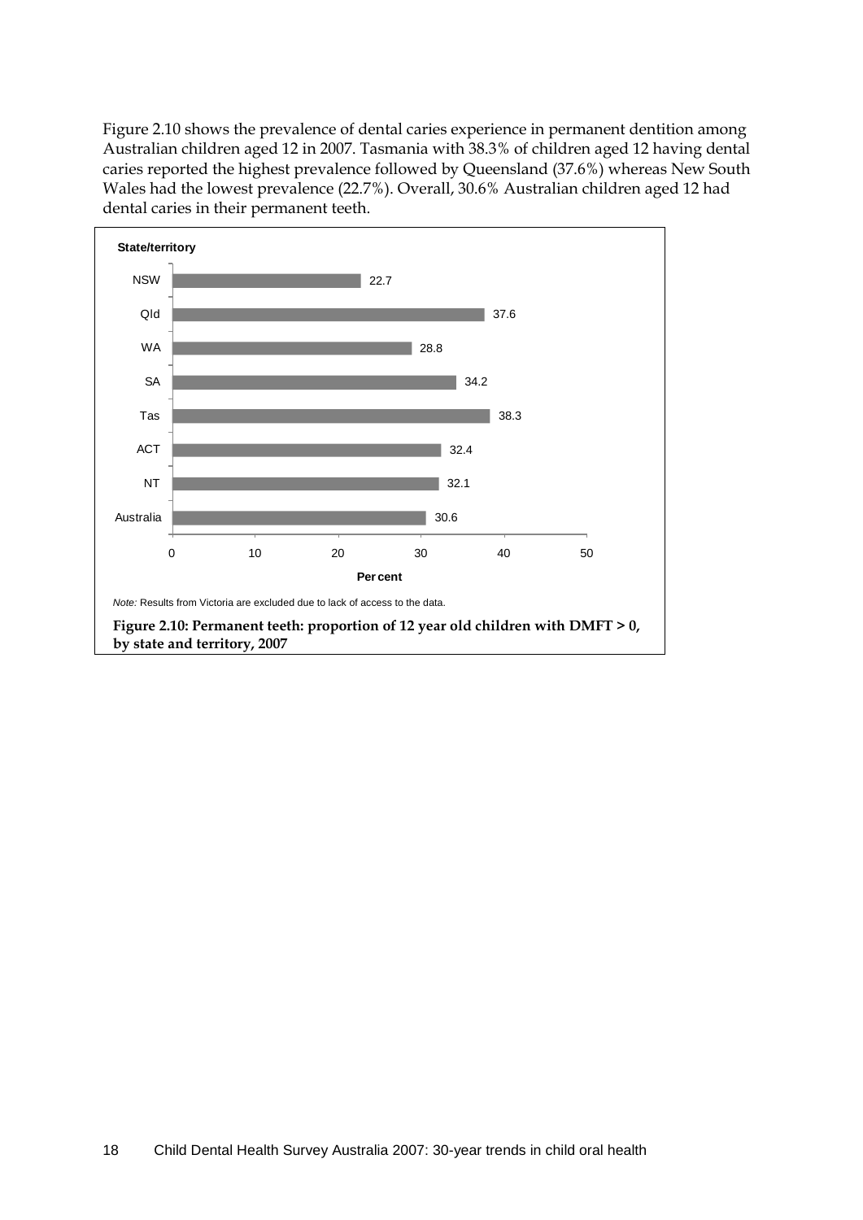Figure 2.10 shows the prevalence of dental caries experience in permanent dentition among Australian children aged 12 in 2007. Tasmania with 38.3% of children aged 12 having dental caries reported the highest prevalence followed by Queensland (37.6%) whereas New South Wales had the lowest prevalence (22.7%). Overall, 30.6% Australian children aged 12 had dental caries in their permanent teeth.

| State/territory | Per cent |
| --- | --- |
| NSW | 22.7 |
| Qld | 37.6 |
| WA | 28.8 |
| SA | 34.2 |
| Tas | 38.3 |
| ACT | 32.4 |
| NT | 32.1 |
| Australia | 30.6 |

*Note:* Results from Victoria are excluded due to lack of access to the data.

**Figure 2.10: Permanent teeth: proportion of 12 year old children with DMFT > 0, by state and territory, 2007**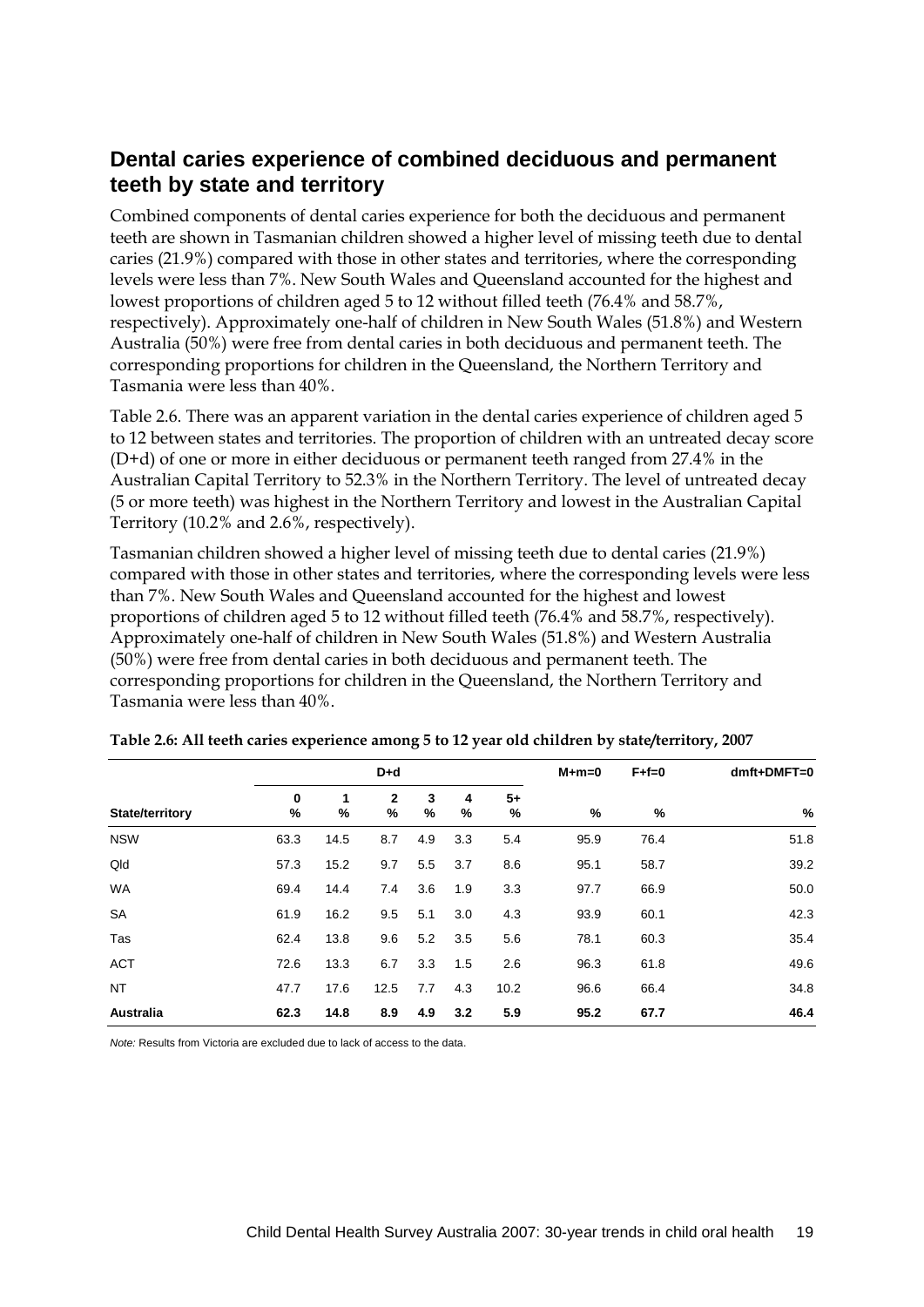## Dental caries experience of combined deciduous and permanent teeth by state and territory

Combined components of dental caries experience for both the deciduous and permanent teeth are shown in Tasmanian children showed a higher level of missing teeth due to dental caries (21.9%) compared with those in other states and territories, where the corresponding levels were less than 7%. New South Wales and Queensland accounted for the highest and lowest proportions of children aged 5 to 12 without filled teeth (76.4% and 58.7%, respectively). Approximately one-half of children in New South Wales (51.8%) and Western Australia (50%) were free from dental caries in both deciduous and permanent teeth. The corresponding proportions for children in the Queensland, the Northern Territory and Tasmania were less than 40%.

Table 2.6. There was an apparent variation in the dental caries experience of children aged 5 to 12 between states and territories. The proportion of children with an untreated decay score (D+d) of one or more in either deciduous or permanent teeth ranged from 27.4% in the Australian Capital Territory to 52.3% in the Northern Territory. The level of untreated decay (5 or more teeth) was highest in the Northern Territory and lowest in the Australian Capital Territory (10.2% and 2.6%, respectively).

Tasmanian children showed a higher level of missing teeth due to dental caries (21.9%) compared with those in other states and territories, where the corresponding levels were less than 7%. New South Wales and Queensland accounted for the highest and lowest proportions of children aged 5 to 12 without filled teeth (76.4% and 58.7%, respectively). Approximately one-half of children in New South Wales (51.8%) and Western Australia (50%) were free from dental caries in both deciduous and permanent teeth. The corresponding proportions for children in the Queensland, the Northern Territory and Tasmania were less than 40%.

**Table 2.6: All teeth caries experience among 5 to 12 year old children by state/territory, 2007**

| | D+d | | | | | | M+m=0 | F+f=0 | dmft+DMFT=0 |
|---|---|---|---|---|---|---|---|---|---|
| **State/territory** | **0 %** | **1 %** | **2 %** | **3 %** | **4 %** | **5+ %** | **%** | **%** | **%** |
| NSW | 63.3 | 14.5 | 8.7 | 4.9 | 3.3 | 5.4 | 95.9 | 76.4 | 51.8 |
| Qld | 57.3 | 15.2 | 9.7 | 5.5 | 3.7 | 8.6 | 95.1 | 58.7 | 39.2 |
| WA | 69.4 | 14.4 | 7.4 | 3.6 | 1.9 | 3.3 | 97.7 | 66.9 | 50.0 |
| SA | 61.9 | 16.2 | 9.5 | 5.1 | 3.0 | 4.3 | 93.9 | 60.1 | 42.3 |
| Tas | 62.4 | 13.8 | 9.6 | 5.2 | 3.5 | 5.6 | 78.1 | 60.3 | 35.4 |
| ACT | 72.6 | 13.3 | 6.7 | 3.3 | 1.5 | 2.6 | 96.3 | 61.8 | 49.6 |
| NT | 47.7 | 17.6 | 12.5 | 7.7 | 4.3 | 10.2 | 96.6 | 66.4 | 34.8 |
| **Australia** | **62.3** | **14.8** | **8.9** | **4.9** | **3.2** | **5.9** | **95.2** | **67.7** | **46.4** |

*Note:* Results from Victoria are excluded due to lack of access to the data.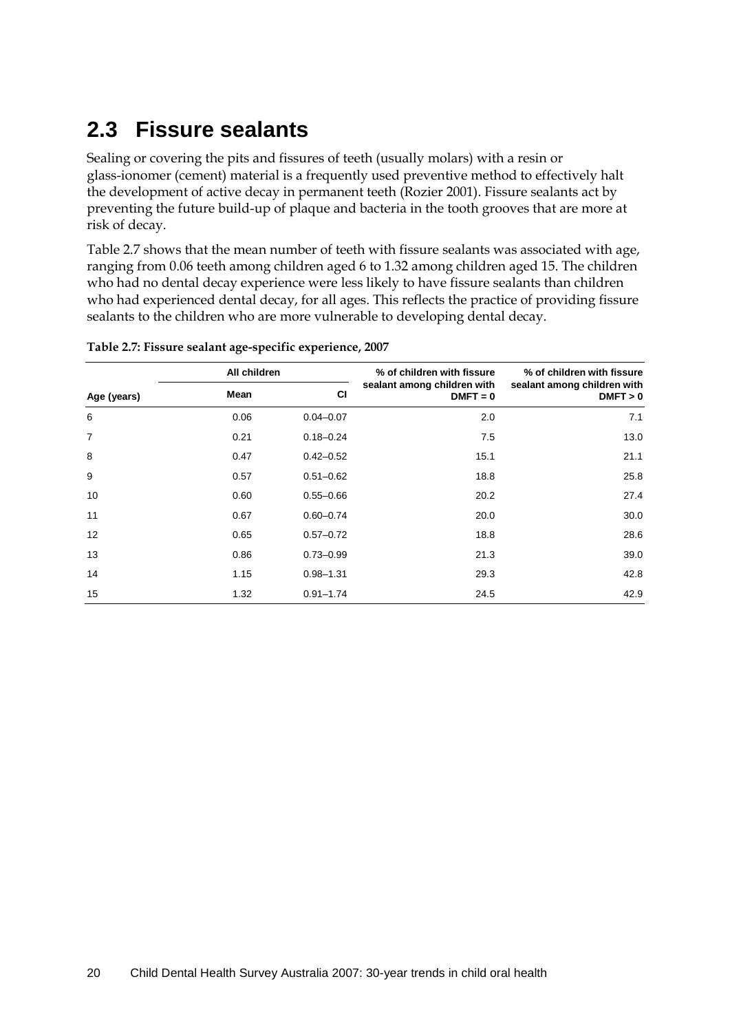## 2.3 Fissure sealants

Sealing or covering the pits and fissures of teeth (usually molars) with a resin or glass-ionomer (cement) material is a frequently used preventive method to effectively halt the development of active decay in permanent teeth (Rozier 2001). Fissure sealants act by preventing the future build-up of plaque and bacteria in the tooth grooves that are more at risk of decay.

Table 2.7 shows that the mean number of teeth with fissure sealants was associated with age, ranging from 0.06 teeth among children aged 6 to 1.32 among children aged 15. The children who had no dental decay experience were less likely to have fissure sealants than children who had experienced dental decay, for all ages. This reflects the practice of providing fissure sealants to the children who are more vulnerable to developing dental decay.

**Table 2.7: Fissure sealant age-specific experience, 2007**

| | All children | | % of children with fissure sealant among children with DMFT = 0 | % of children with fissure sealant among children with DMFT > 0 |
|---|---|---|---|---|
| Age (years) | Mean | CI | | |
| 6 | 0.06 | 0.04–0.07 | 2.0 | 7.1 |
| 7 | 0.21 | 0.18–0.24 | 7.5 | 13.0 |
| 8 | 0.47 | 0.42–0.52 | 15.1 | 21.1 |
| 9 | 0.57 | 0.51–0.62 | 18.8 | 25.8 |
| 10 | 0.60 | 0.55–0.66 | 20.2 | 27.4 |
| 11 | 0.67 | 0.60–0.74 | 20.0 | 30.0 |
| 12 | 0.65 | 0.57–0.72 | 18.8 | 28.6 |
| 13 | 0.86 | 0.73–0.99 | 21.3 | 39.0 |
| 14 | 1.15 | 0.98–1.31 | 29.3 | 42.8 |
| 15 | 1.32 | 0.91–1.74 | 24.5 | 42.9 |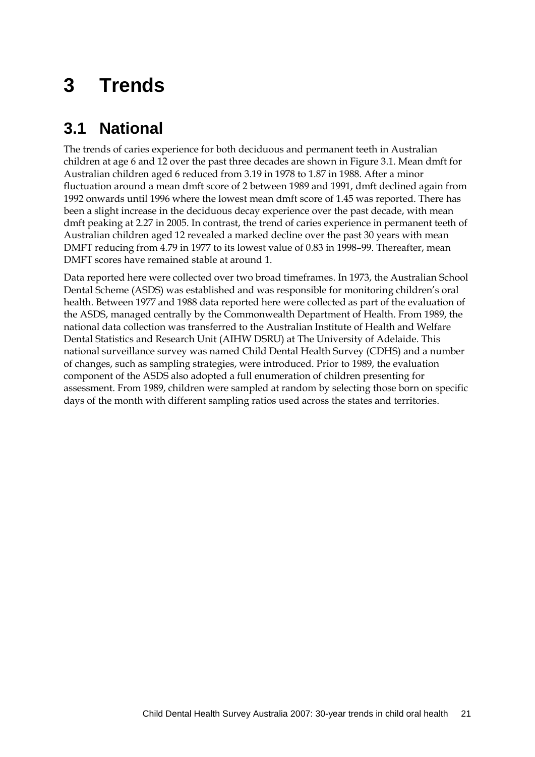# 3 Trends

## 3.1 National

The trends of caries experience for both deciduous and permanent teeth in Australian children at age 6 and 12 over the past three decades are shown in Figure 3.1. Mean dmft for Australian children aged 6 reduced from 3.19 in 1978 to 1.87 in 1988. After a minor fluctuation around a mean dmft score of 2 between 1989 and 1991, dmft declined again from 1992 onwards until 1996 where the lowest mean dmft score of 1.45 was reported. There has been a slight increase in the deciduous decay experience over the past decade, with mean dmft peaking at 2.27 in 2005. In contrast, the trend of caries experience in permanent teeth of Australian children aged 12 revealed a marked decline over the past 30 years with mean DMFT reducing from 4.79 in 1977 to its lowest value of 0.83 in 1998–99. Thereafter, mean DMFT scores have remained stable at around 1.

Data reported here were collected over two broad timeframes. In 1973, the Australian School Dental Scheme (ASDS) was established and was responsible for monitoring children's oral health. Between 1977 and 1988 data reported here were collected as part of the evaluation of the ASDS, managed centrally by the Commonwealth Department of Health. From 1989, the national data collection was transferred to the Australian Institute of Health and Welfare Dental Statistics and Research Unit (AIHW DSRU) at The University of Adelaide. This national surveillance survey was named Child Dental Health Survey (CDHS) and a number of changes, such as sampling strategies, were introduced. Prior to 1989, the evaluation component of the ASDS also adopted a full enumeration of children presenting for assessment. From 1989, children were sampled at random by selecting those born on specific days of the month with different sampling ratios used across the states and territories.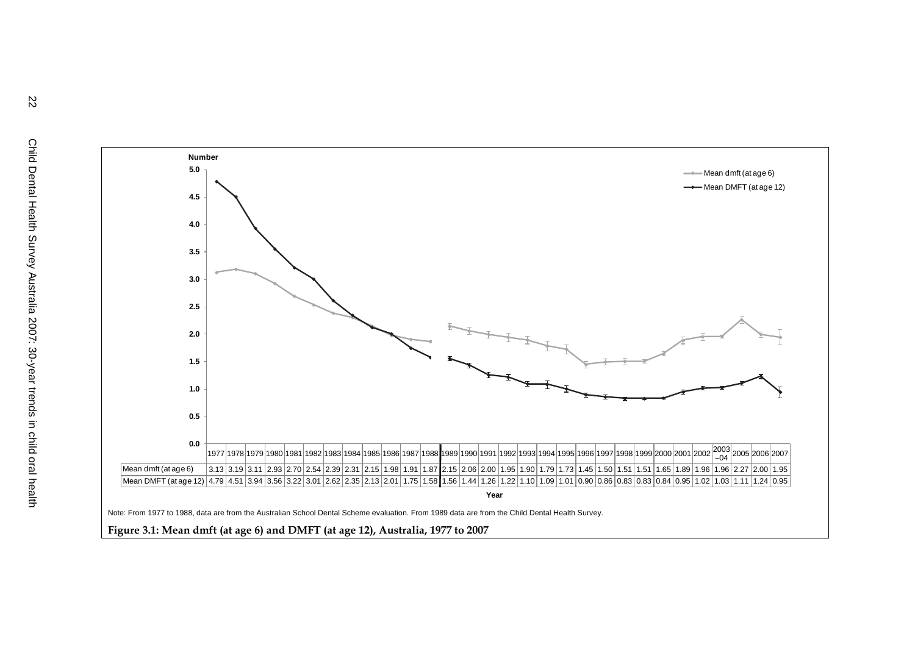| | 1977 | 1978 | 1979 | 1980 | 1981 | 1982 | 1983 | 1984 | 1985 | 1986 | 1987 | 1988 | 1989 | 1990 | 1991 | 1992 | 1993 | 1994 | 1995 | 1996 | 1997 | 1998 | 1999 | 2000 | 2001 | 2002 | 2003–04 | 2005 | 2006 | 2007 |
|---|---|---|---|---|---|---|---|---|---|---|---|---|---|---|---|---|---|---|---|---|---|---|---|---|---|---|---|---|---|---|
| Mean dmft (at age 6) | 3.13 | 3.19 | 3.11 | 2.93 | 2.70 | 2.54 | 2.39 | 2.31 | 2.15 | 1.98 | 1.91 | 1.87 | 2.15 | 2.06 | 2.00 | 1.95 | 1.90 | 1.79 | 1.73 | 1.45 | 1.50 | 1.51 | 1.51 | 1.65 | 1.89 | 1.96 | 1.96 | 2.27 | 2.00 | 1.95 |
| Mean DMFT (at age 12) | 4.79 | 4.51 | 3.94 | 3.56 | 3.22 | 3.01 | 2.62 | 2.35 | 2.13 | 2.01 | 1.75 | 1.58 | 1.56 | 1.44 | 1.26 | 1.22 | 1.10 | 1.09 | 1.01 | 0.90 | 0.86 | 0.83 | 0.83 | 0.84 | 0.95 | 1.02 | 1.03 | 1.11 | 1.24 | 0.95 |

Note: From 1977 to 1988, data are from the Australian School Dental Scheme evaluation. From 1989 data are from the Child Dental Health Survey.

**Figure 3.1: Mean dmft (at age 6) and DMFT (at age 12), Australia, 1977 to 2007**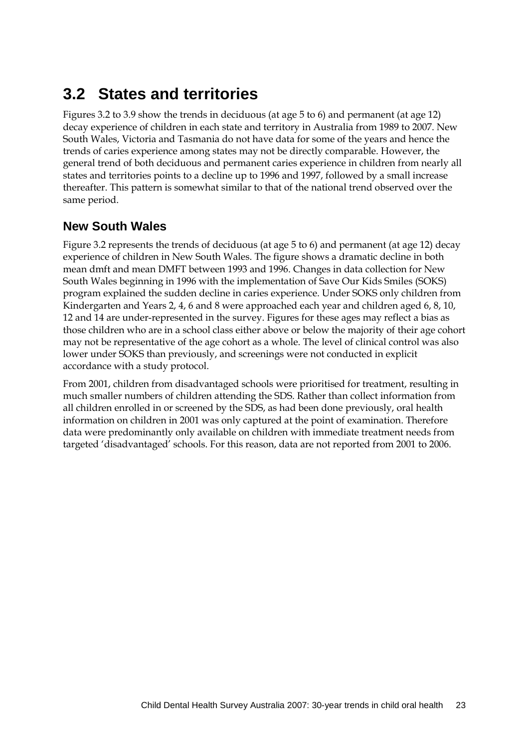## 3.2 States and territories

Figures 3.2 to 3.9 show the trends in deciduous (at age 5 to 6) and permanent (at age 12) decay experience of children in each state and territory in Australia from 1989 to 2007. New South Wales, Victoria and Tasmania do not have data for some of the years and hence the trends of caries experience among states may not be directly comparable. However, the general trend of both deciduous and permanent caries experience in children from nearly all states and territories points to a decline up to 1996 and 1997, followed by a small increase thereafter. This pattern is somewhat similar to that of the national trend observed over the same period.

### New South Wales

Figure 3.2 represents the trends of deciduous (at age 5 to 6) and permanent (at age 12) decay experience of children in New South Wales. The figure shows a dramatic decline in both mean dmft and mean DMFT between 1993 and 1996. Changes in data collection for New South Wales beginning in 1996 with the implementation of Save Our Kids Smiles (SOKS) program explained the sudden decline in caries experience. Under SOKS only children from Kindergarten and Years 2, 4, 6 and 8 were approached each year and children aged 6, 8, 10, 12 and 14 are under-represented in the survey. Figures for these ages may reflect a bias as those children who are in a school class either above or below the majority of their age cohort may not be representative of the age cohort as a whole. The level of clinical control was also lower under SOKS than previously, and screenings were not conducted in explicit accordance with a study protocol.

From 2001, children from disadvantaged schools were prioritised for treatment, resulting in much smaller numbers of children attending the SDS. Rather than collect information from all children enrolled in or screened by the SDS, as had been done previously, oral health information on children in 2001 was only captured at the point of examination. Therefore data were predominantly only available on children with immediate treatment needs from targeted 'disadvantaged' schools. For this reason, data are not reported from 2001 to 2006.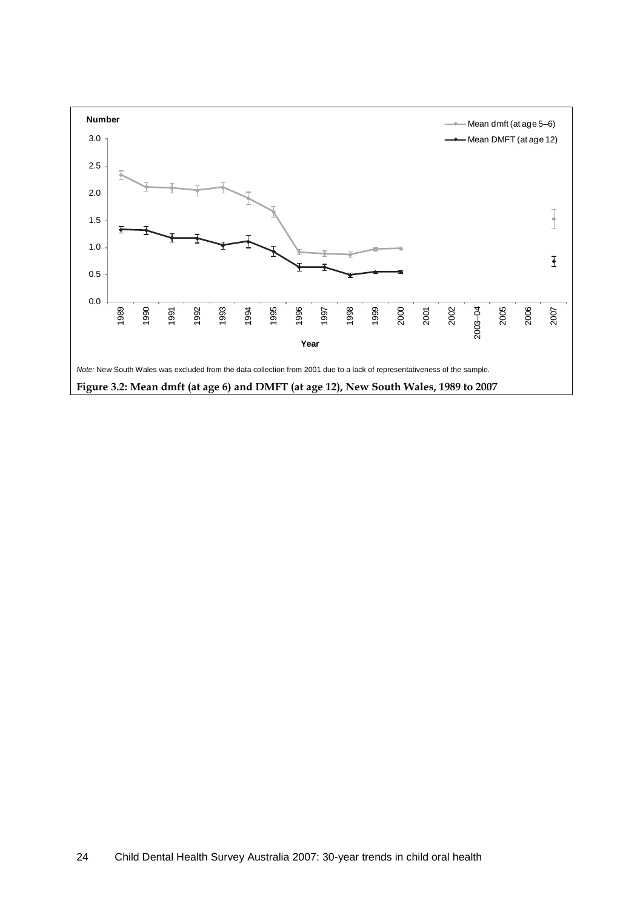*Note:* New South Wales was excluded from the data collection from 2001 due to a lack of representativeness of the sample.

**Figure 3.2: Mean dmft (at age 6) and DMFT (at age 12), New South Wales, 1989 to 2007**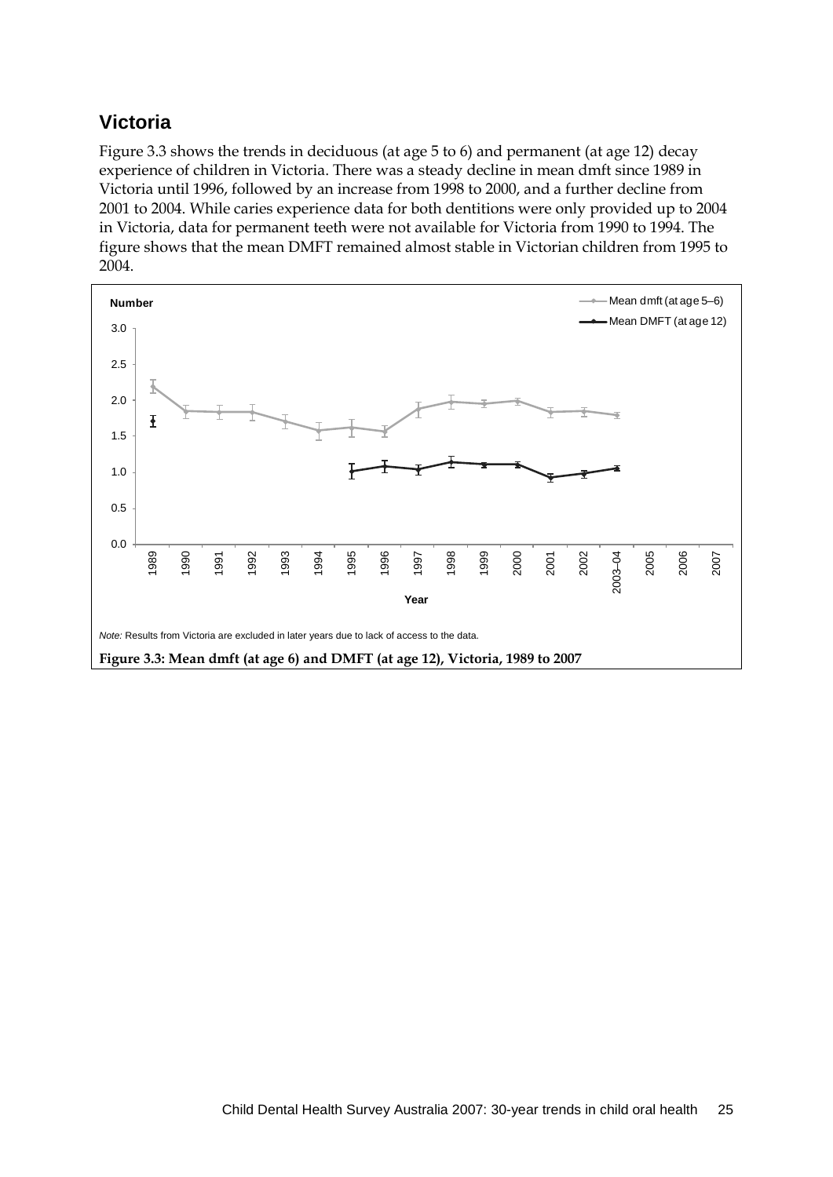## Victoria

Figure 3.3 shows the trends in deciduous (at age 5 to 6) and permanent (at age 12) decay experience of children in Victoria. There was a steady decline in mean dmft since 1989 in Victoria until 1996, followed by an increase from 1998 to 2000, and a further decline from 2001 to 2004. While caries experience data for both dentitions were only provided up to 2004 in Victoria, data for permanent teeth were not available for Victoria from 1990 to 1994. The figure shows that the mean DMFT remained almost stable in Victorian children from 1995 to 2004.

*Note:* Results from Victoria are excluded in later years due to lack of access to the data.

**Figure 3.3: Mean dmft (at age 6) and DMFT (at age 12), Victoria, 1989 to 2007**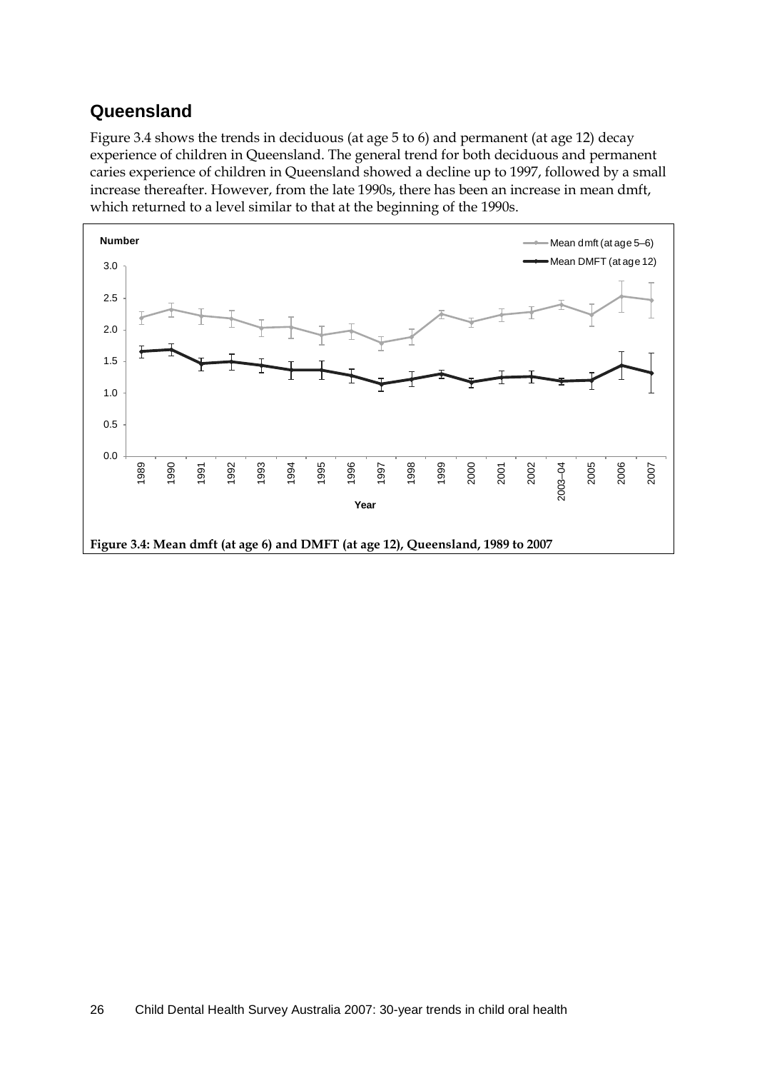## Queensland

Figure 3.4 shows the trends in deciduous (at age 5 to 6) and permanent (at age 12) decay experience of children in Queensland. The general trend for both deciduous and permanent caries experience of children in Queensland showed a decline up to 1997, followed by a small increase thereafter. However, from the late 1990s, there has been an increase in mean dmft, which returned to a level similar to that at the beginning of the 1990s.

**Figure 3.4: Mean dmft (at age 6) and DMFT (at age 12), Queensland, 1989 to 2007**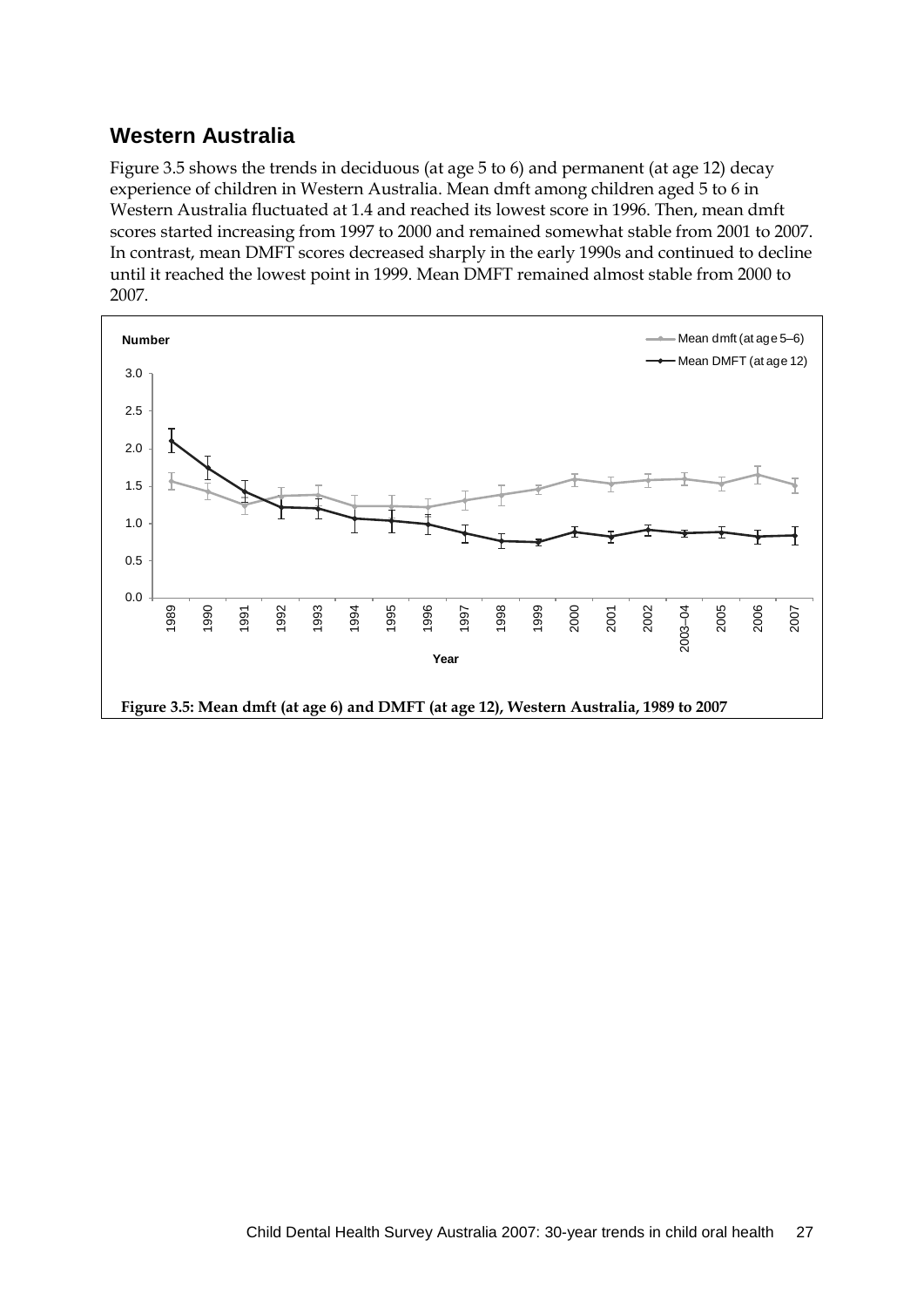## Western Australia

Figure 3.5 shows the trends in deciduous (at age 5 to 6) and permanent (at age 12) decay experience of children in Western Australia. Mean dmft among children aged 5 to 6 in Western Australia fluctuated at 1.4 and reached its lowest score in 1996. Then, mean dmft scores started increasing from 1997 to 2000 and remained somewhat stable from 2001 to 2007. In contrast, mean DMFT scores decreased sharply in the early 1990s and continued to decline until it reached the lowest point in 1999. Mean DMFT remained almost stable from 2000 to 2007.

**Figure 3.5: Mean dmft (at age 6) and DMFT (at age 12), Western Australia, 1989 to 2007**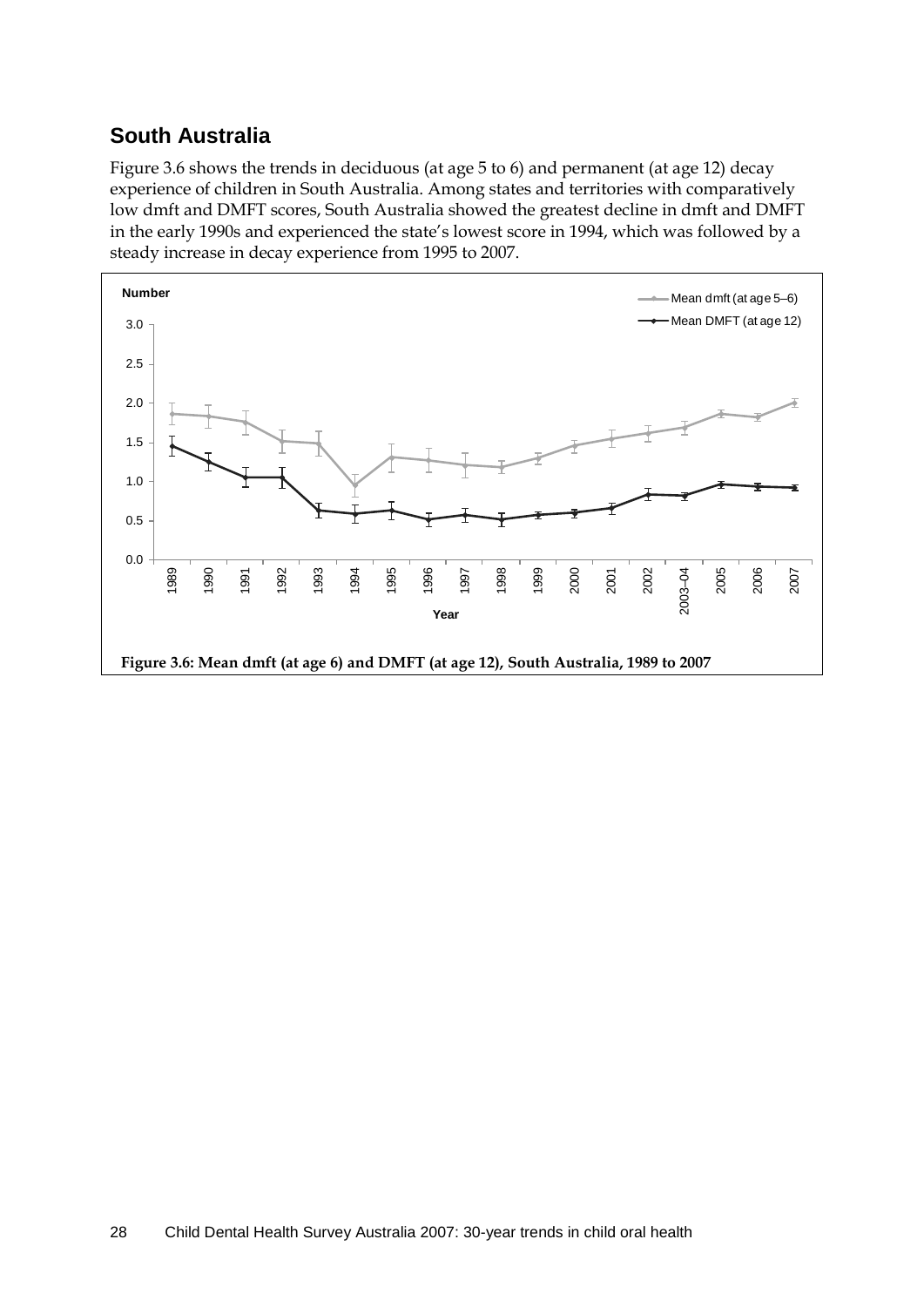## South Australia

Figure 3.6 shows the trends in deciduous (at age 5 to 6) and permanent (at age 12) decay experience of children in South Australia. Among states and territories with comparatively low dmft and DMFT scores, South Australia showed the greatest decline in dmft and DMFT in the early 1990s and experienced the state's lowest score in 1994, which was followed by a steady increase in decay experience from 1995 to 2007.

**Figure 3.6: Mean dmft (at age 6) and DMFT (at age 12), South Australia, 1989 to 2007**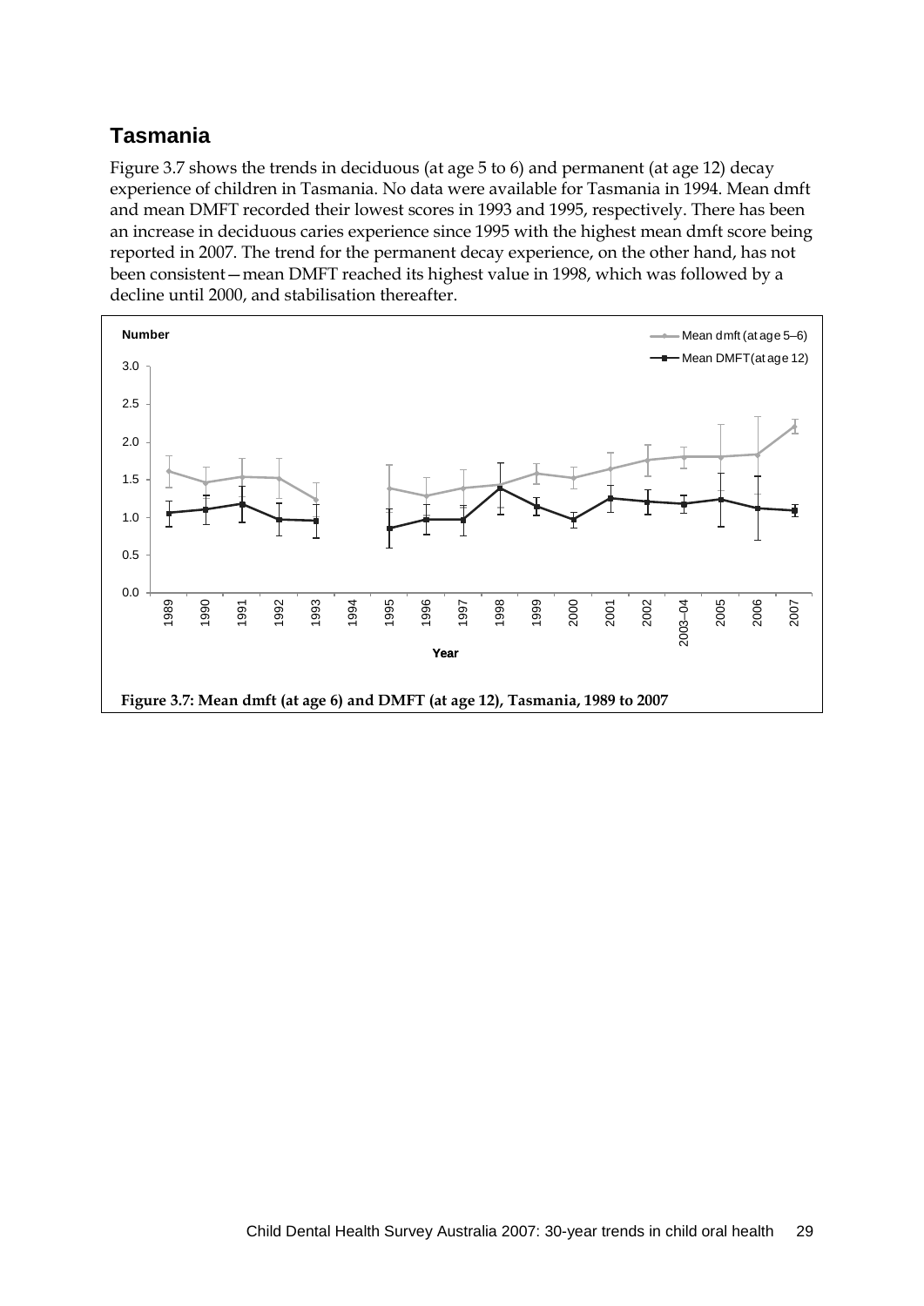## Tasmania

Figure 3.7 shows the trends in deciduous (at age 5 to 6) and permanent (at age 12) decay experience of children in Tasmania. No data were available for Tasmania in 1994. Mean dmft and mean DMFT recorded their lowest scores in 1993 and 1995, respectively. There has been an increase in deciduous caries experience since 1995 with the highest mean dmft score being reported in 2007. The trend for the permanent decay experience, on the other hand, has not been consistent—mean DMFT reached its highest value in 1998, which was followed by a decline until 2000, and stabilisation thereafter.

**Figure 3.7: Mean dmft (at age 6) and DMFT (at age 12), Tasmania, 1989 to 2007**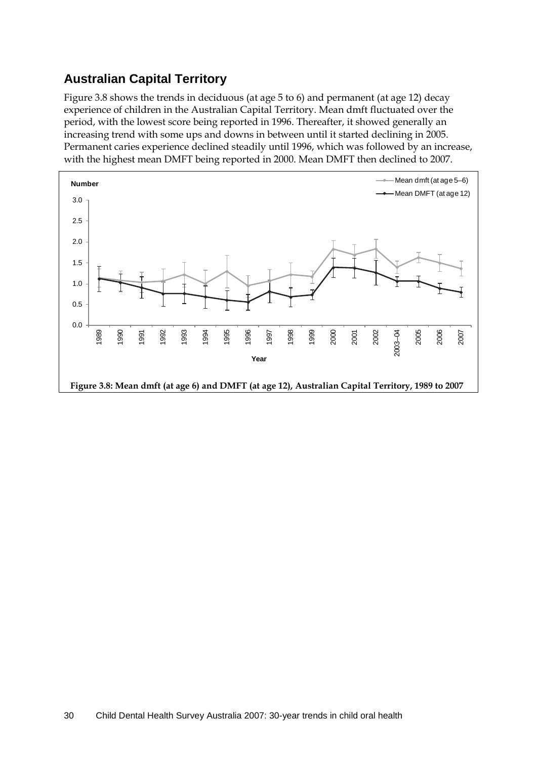## Australian Capital Territory

Figure 3.8 shows the trends in deciduous (at age 5 to 6) and permanent (at age 12) decay experience of children in the Australian Capital Territory. Mean dmft fluctuated over the period, with the lowest score being reported in 1996. Thereafter, it showed generally an increasing trend with some ups and downs in between until it started declining in 2005. Permanent caries experience declined steadily until 1996, which was followed by an increase, with the highest mean DMFT being reported in 2000. Mean DMFT then declined to 2007.

**Figure 3.8: Mean dmft (at age 6) and DMFT (at age 12), Australian Capital Territory, 1989 to 2007**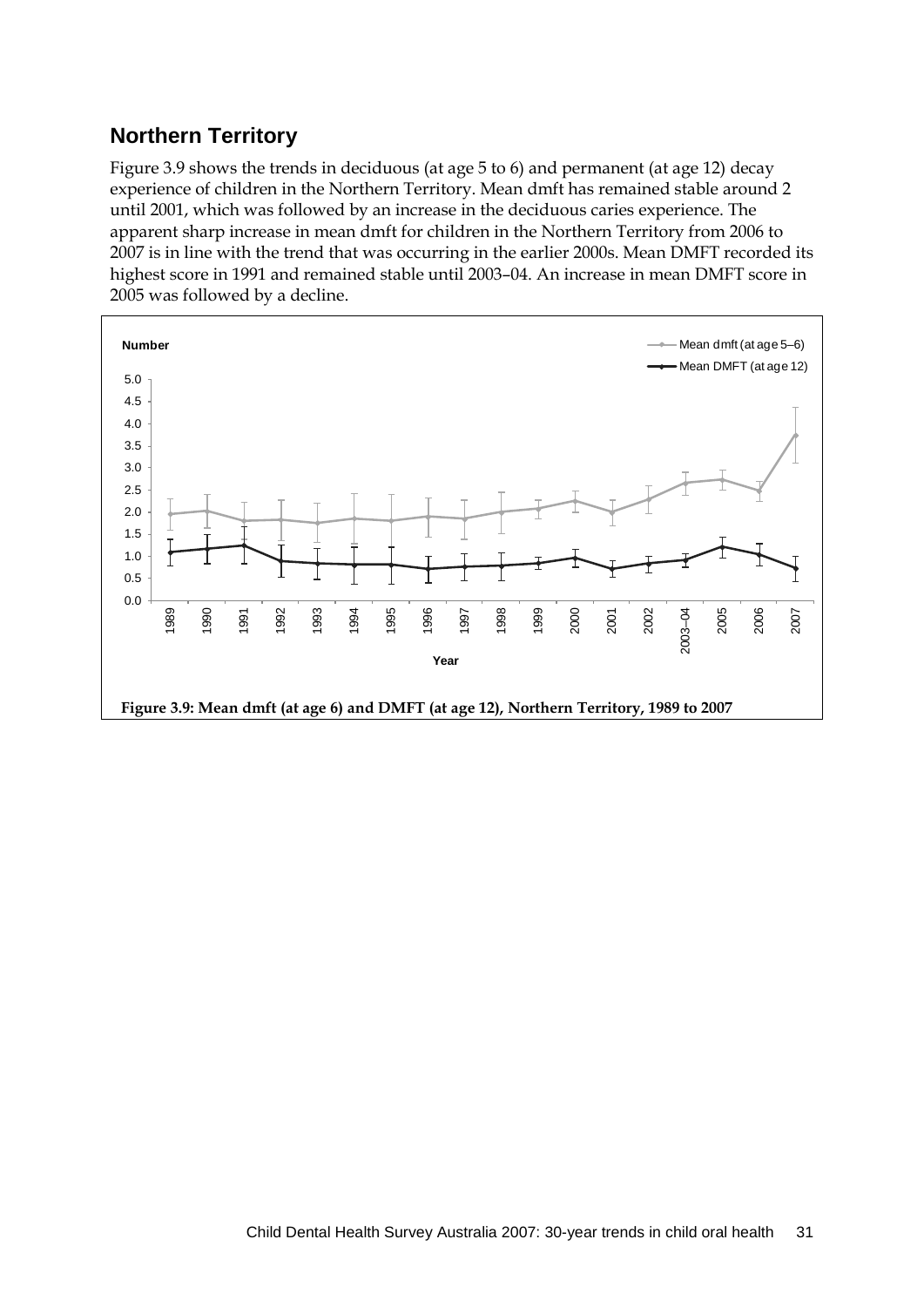## Northern Territory

Figure 3.9 shows the trends in deciduous (at age 5 to 6) and permanent (at age 12) decay experience of children in the Northern Territory. Mean dmft has remained stable around 2 until 2001, which was followed by an increase in the deciduous caries experience. The apparent sharp increase in mean dmft for children in the Northern Territory from 2006 to 2007 is in line with the trend that was occurring in the earlier 2000s. Mean DMFT recorded its highest score in 1991 and remained stable until 2003–04. An increase in mean DMFT score in 2005 was followed by a decline.

**Figure 3.9: Mean dmft (at age 6) and DMFT (at age 12), Northern Territory, 1989 to 2007**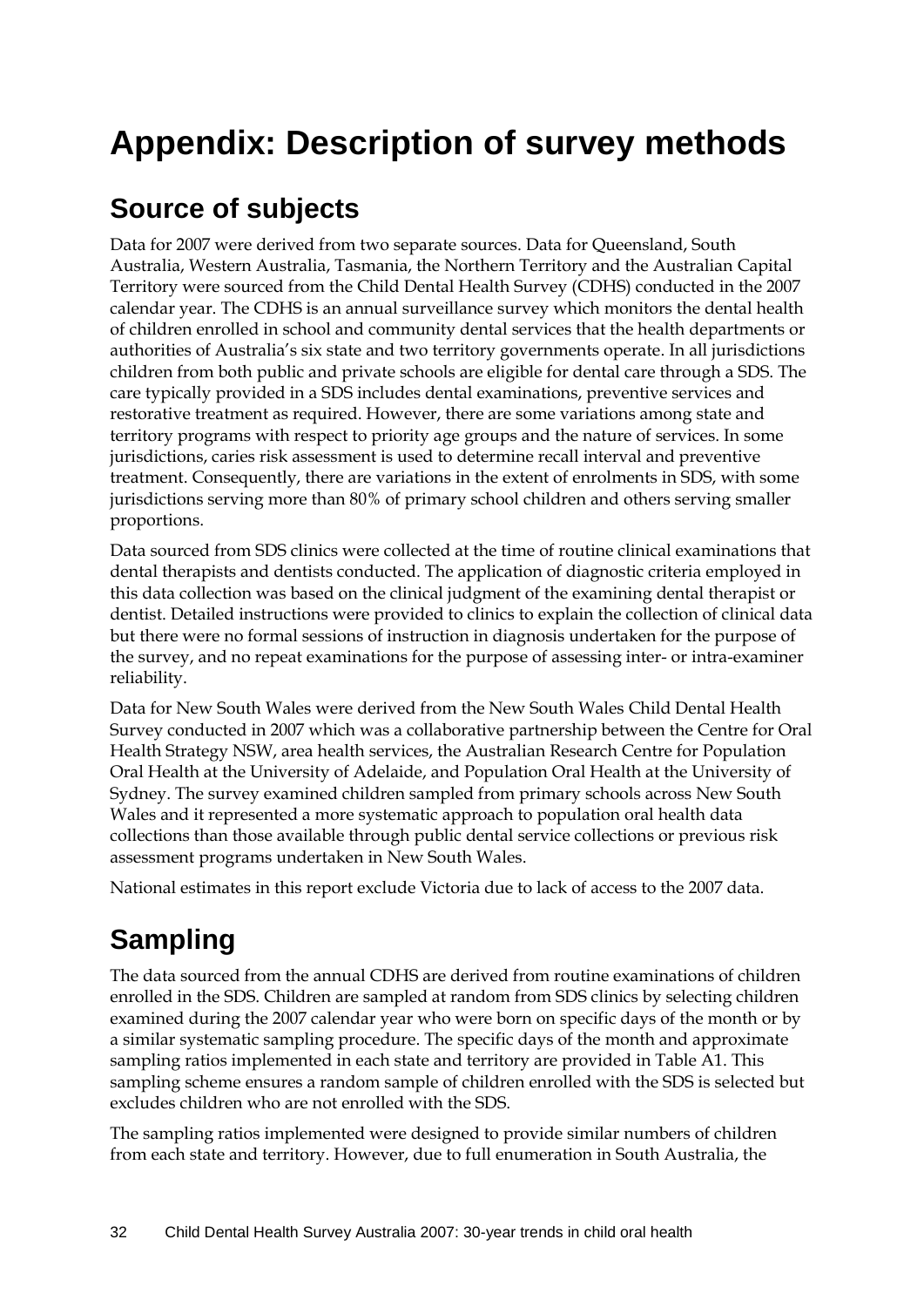# Appendix: Description of survey methods

## Source of subjects

Data for 2007 were derived from two separate sources. Data for Queensland, South Australia, Western Australia, Tasmania, the Northern Territory and the Australian Capital Territory were sourced from the Child Dental Health Survey (CDHS) conducted in the 2007 calendar year. The CDHS is an annual surveillance survey which monitors the dental health of children enrolled in school and community dental services that the health departments or authorities of Australia's six state and two territory governments operate. In all jurisdictions children from both public and private schools are eligible for dental care through a SDS. The care typically provided in a SDS includes dental examinations, preventive services and restorative treatment as required. However, there are some variations among state and territory programs with respect to priority age groups and the nature of services. In some jurisdictions, caries risk assessment is used to determine recall interval and preventive treatment. Consequently, there are variations in the extent of enrolments in SDS, with some jurisdictions serving more than 80% of primary school children and others serving smaller proportions.

Data sourced from SDS clinics were collected at the time of routine clinical examinations that dental therapists and dentists conducted. The application of diagnostic criteria employed in this data collection was based on the clinical judgment of the examining dental therapist or dentist. Detailed instructions were provided to clinics to explain the collection of clinical data but there were no formal sessions of instruction in diagnosis undertaken for the purpose of the survey, and no repeat examinations for the purpose of assessing inter- or intra-examiner reliability.

Data for New South Wales were derived from the New South Wales Child Dental Health Survey conducted in 2007 which was a collaborative partnership between the Centre for Oral Health Strategy NSW, area health services, the Australian Research Centre for Population Oral Health at the University of Adelaide, and Population Oral Health at the University of Sydney. The survey examined children sampled from primary schools across New South Wales and it represented a more systematic approach to population oral health data collections than those available through public dental service collections or previous risk assessment programs undertaken in New South Wales.

National estimates in this report exclude Victoria due to lack of access to the 2007 data.

## Sampling

The data sourced from the annual CDHS are derived from routine examinations of children enrolled in the SDS. Children are sampled at random from SDS clinics by selecting children examined during the 2007 calendar year who were born on specific days of the month or by a similar systematic sampling procedure. The specific days of the month and approximate sampling ratios implemented in each state and territory are provided in Table A1. This sampling scheme ensures a random sample of children enrolled with the SDS is selected but excludes children who are not enrolled with the SDS.

The sampling ratios implemented were designed to provide similar numbers of children from each state and territory. However, due to full enumeration in South Australia, the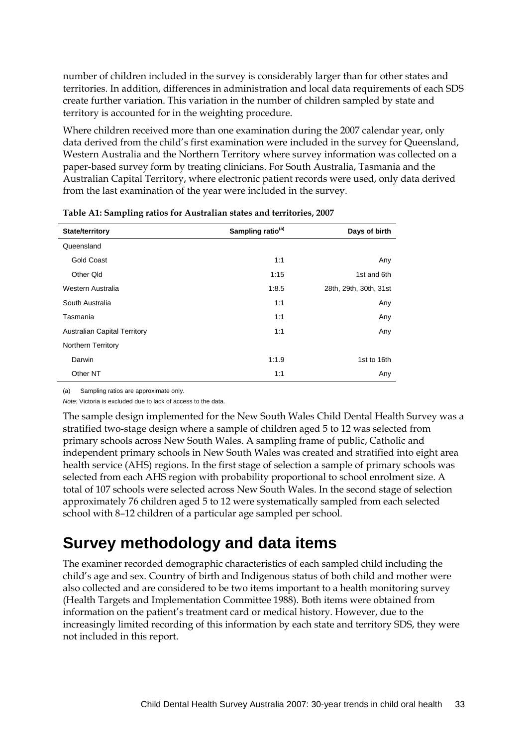number of children included in the survey is considerably larger than for other states and territories. In addition, differences in administration and local data requirements of each SDS create further variation. This variation in the number of children sampled by state and territory is accounted for in the weighting procedure.

Where children received more than one examination during the 2007 calendar year, only data derived from the child's first examination were included in the survey for Queensland, Western Australia and the Northern Territory where survey information was collected on a paper-based survey form by treating clinicians. For South Australia, Tasmania and the Australian Capital Territory, where electronic patient records were used, only data derived from the last examination of the year were included in the survey.

**Table A1: Sampling ratios for Australian states and territories, 2007**

| State/territory | Sampling ratio[(a)] | Days of birth |
|---|---|---|
| Queensland | | |
| Gold Coast | 1:1 | Any |
| Other Qld | 1:15 | 1st and 6th |
| Western Australia | 1:8.5 | 28th, 29th, 30th, 31st |
| South Australia | 1:1 | Any |
| Tasmania | 1:1 | Any |
| Australian Capital Territory | 1:1 | Any |
| Northern Territory | | |
| Darwin | 1:1.9 | 1st to 16th |
| Other NT | 1:1 | Any |

(a) Sampling ratios are approximate only.

*Note:* Victoria is excluded due to lack of access to the data.

The sample design implemented for the New South Wales Child Dental Health Survey was a stratified two-stage design where a sample of children aged 5 to 12 was selected from primary schools across New South Wales. A sampling frame of public, Catholic and independent primary schools in New South Wales was created and stratified into eight area health service (AHS) regions. In the first stage of selection a sample of primary schools was selected from each AHS region with probability proportional to school enrolment size. A total of 107 schools were selected across New South Wales. In the second stage of selection approximately 76 children aged 5 to 12 were systematically sampled from each selected school with 8–12 children of a particular age sampled per school.

# Survey methodology and data items

The examiner recorded demographic characteristics of each sampled child including the child's age and sex. Country of birth and Indigenous status of both child and mother were also collected and are considered to be two items important to a health monitoring survey (Health Targets and Implementation Committee 1988). Both items were obtained from information on the patient's treatment card or medical history. However, due to the increasingly limited recording of this information by each state and territory SDS, they were not included in this report.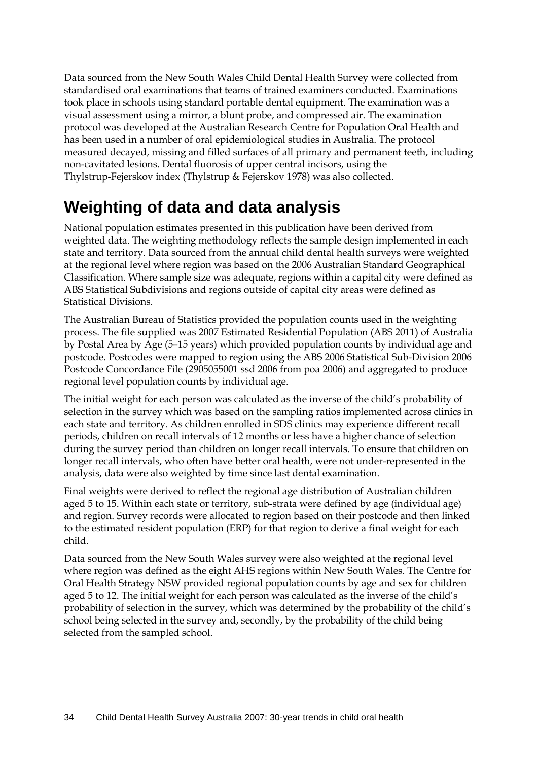Data sourced from the New South Wales Child Dental Health Survey were collected from standardised oral examinations that teams of trained examiners conducted. Examinations took place in schools using standard portable dental equipment. The examination was a visual assessment using a mirror, a blunt probe, and compressed air. The examination protocol was developed at the Australian Research Centre for Population Oral Health and has been used in a number of oral epidemiological studies in Australia. The protocol measured decayed, missing and filled surfaces of all primary and permanent teeth, including non-cavitated lesions. Dental fluorosis of upper central incisors, using the Thylstrup-Fejerskov index (Thylstrup & Fejerskov 1978) was also collected.

## Weighting of data and data analysis

National population estimates presented in this publication have been derived from weighted data. The weighting methodology reflects the sample design implemented in each state and territory. Data sourced from the annual child dental health surveys were weighted at the regional level where region was based on the 2006 Australian Standard Geographical Classification. Where sample size was adequate, regions within a capital city were defined as ABS Statistical Subdivisions and regions outside of capital city areas were defined as Statistical Divisions.

The Australian Bureau of Statistics provided the population counts used in the weighting process. The file supplied was 2007 Estimated Residential Population (ABS 2011) of Australia by Postal Area by Age (5–15 years) which provided population counts by individual age and postcode. Postcodes were mapped to region using the ABS 2006 Statistical Sub-Division 2006 Postcode Concordance File (2905055001 ssd 2006 from poa 2006) and aggregated to produce regional level population counts by individual age.

The initial weight for each person was calculated as the inverse of the child's probability of selection in the survey which was based on the sampling ratios implemented across clinics in each state and territory. As children enrolled in SDS clinics may experience different recall periods, children on recall intervals of 12 months or less have a higher chance of selection during the survey period than children on longer recall intervals. To ensure that children on longer recall intervals, who often have better oral health, were not under-represented in the analysis, data were also weighted by time since last dental examination.

Final weights were derived to reflect the regional age distribution of Australian children aged 5 to 15. Within each state or territory, sub-strata were defined by age (individual age) and region. Survey records were allocated to region based on their postcode and then linked to the estimated resident population (ERP) for that region to derive a final weight for each child.

Data sourced from the New South Wales survey were also weighted at the regional level where region was defined as the eight AHS regions within New South Wales. The Centre for Oral Health Strategy NSW provided regional population counts by age and sex for children aged 5 to 12. The initial weight for each person was calculated as the inverse of the child's probability of selection in the survey, which was determined by the probability of the child's school being selected in the survey and, secondly, by the probability of the child being selected from the sampled school.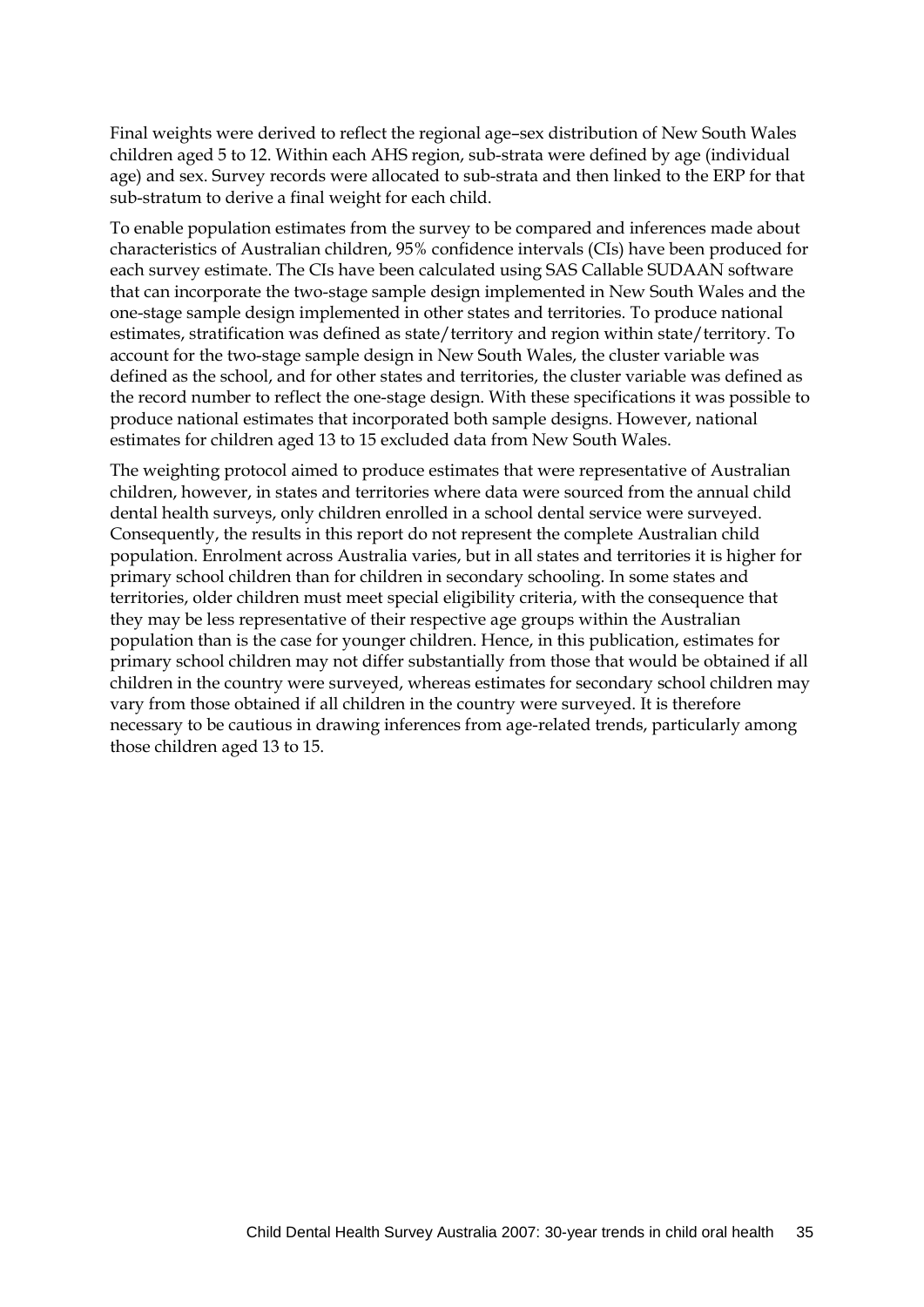Final weights were derived to reflect the regional age–sex distribution of New South Wales children aged 5 to 12. Within each AHS region, sub-strata were defined by age (individual age) and sex. Survey records were allocated to sub-strata and then linked to the ERP for that sub-stratum to derive a final weight for each child.

To enable population estimates from the survey to be compared and inferences made about characteristics of Australian children, 95% confidence intervals (CIs) have been produced for each survey estimate. The CIs have been calculated using SAS Callable SUDAAN software that can incorporate the two-stage sample design implemented in New South Wales and the one-stage sample design implemented in other states and territories. To produce national estimates, stratification was defined as state/territory and region within state/territory. To account for the two-stage sample design in New South Wales, the cluster variable was defined as the school, and for other states and territories, the cluster variable was defined as the record number to reflect the one-stage design. With these specifications it was possible to produce national estimates that incorporated both sample designs. However, national estimates for children aged 13 to 15 excluded data from New South Wales.

The weighting protocol aimed to produce estimates that were representative of Australian children, however, in states and territories where data were sourced from the annual child dental health surveys, only children enrolled in a school dental service were surveyed. Consequently, the results in this report do not represent the complete Australian child population. Enrolment across Australia varies, but in all states and territories it is higher for primary school children than for children in secondary schooling. In some states and territories, older children must meet special eligibility criteria, with the consequence that they may be less representative of their respective age groups within the Australian population than is the case for younger children. Hence, in this publication, estimates for primary school children may not differ substantially from those that would be obtained if all children in the country were surveyed, whereas estimates for secondary school children may vary from those obtained if all children in the country were surveyed. It is therefore necessary to be cautious in drawing inferences from age-related trends, particularly among those children aged 13 to 15.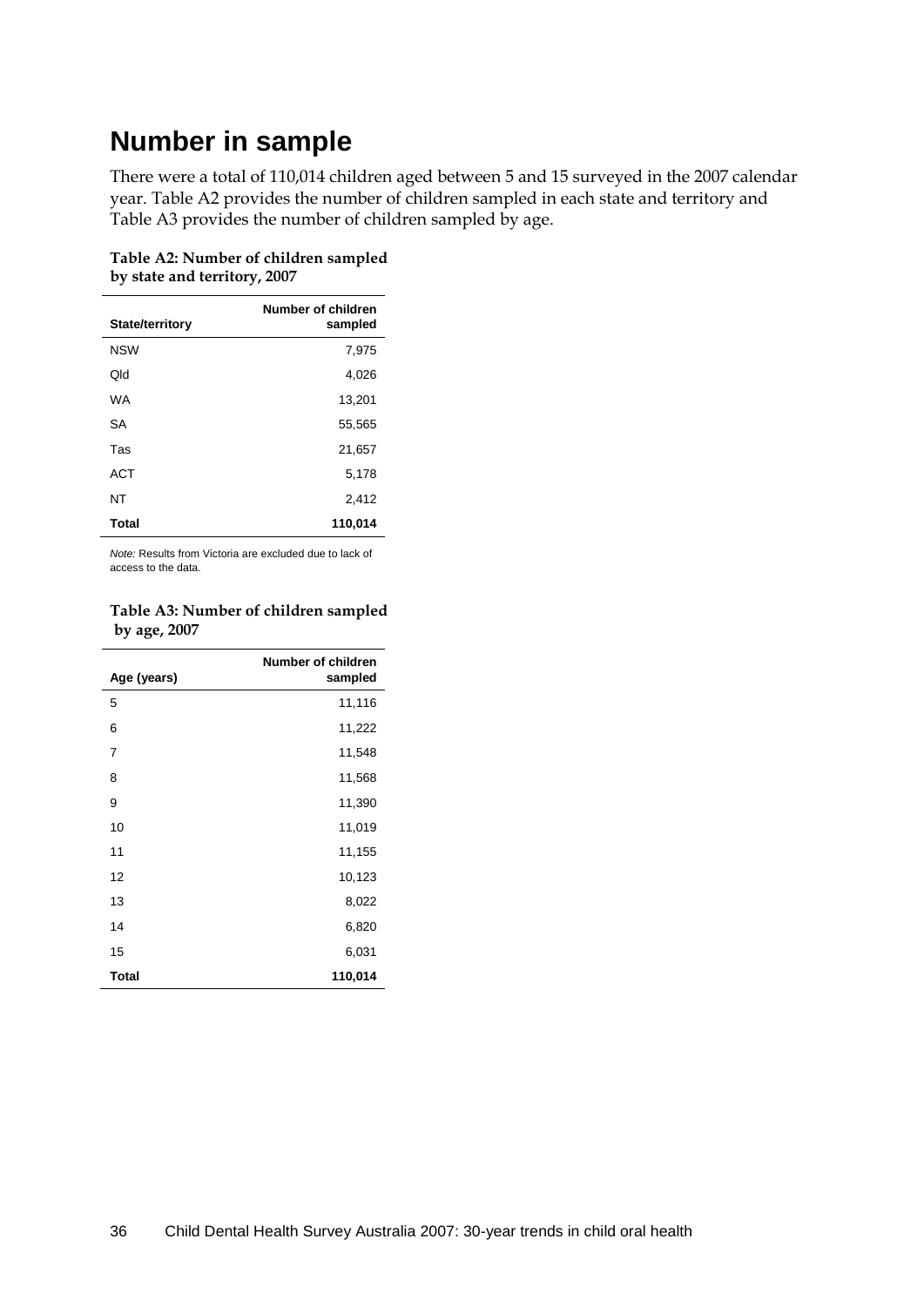# Number in sample

There were a total of 110,014 children aged between 5 and 15 surveyed in the 2007 calendar year. Table A2 provides the number of children sampled in each state and territory and Table A3 provides the number of children sampled by age.

**Table A2: Number of children sampled by state and territory, 2007**

| State/territory | Number of children sampled |
|---|---|
| NSW | 7,975 |
| Qld | 4,026 |
| WA | 13,201 |
| SA | 55,565 |
| Tas | 21,657 |
| ACT | 5,178 |
| NT | 2,412 |
| **Total** | **110,014** |

*Note:* Results from Victoria are excluded due to lack of access to the data.

**Table A3: Number of children sampled by age, 2007**

| Age (years) | Number of children sampled |
|---|---|
| 5 | 11,116 |
| 6 | 11,222 |
| 7 | 11,548 |
| 8 | 11,568 |
| 9 | 11,390 |
| 10 | 11,019 |
| 11 | 11,155 |
| 12 | 10,123 |
| 13 | 8,022 |
| 14 | 6,820 |
| 15 | 6,031 |
| **Total** | **110,014** |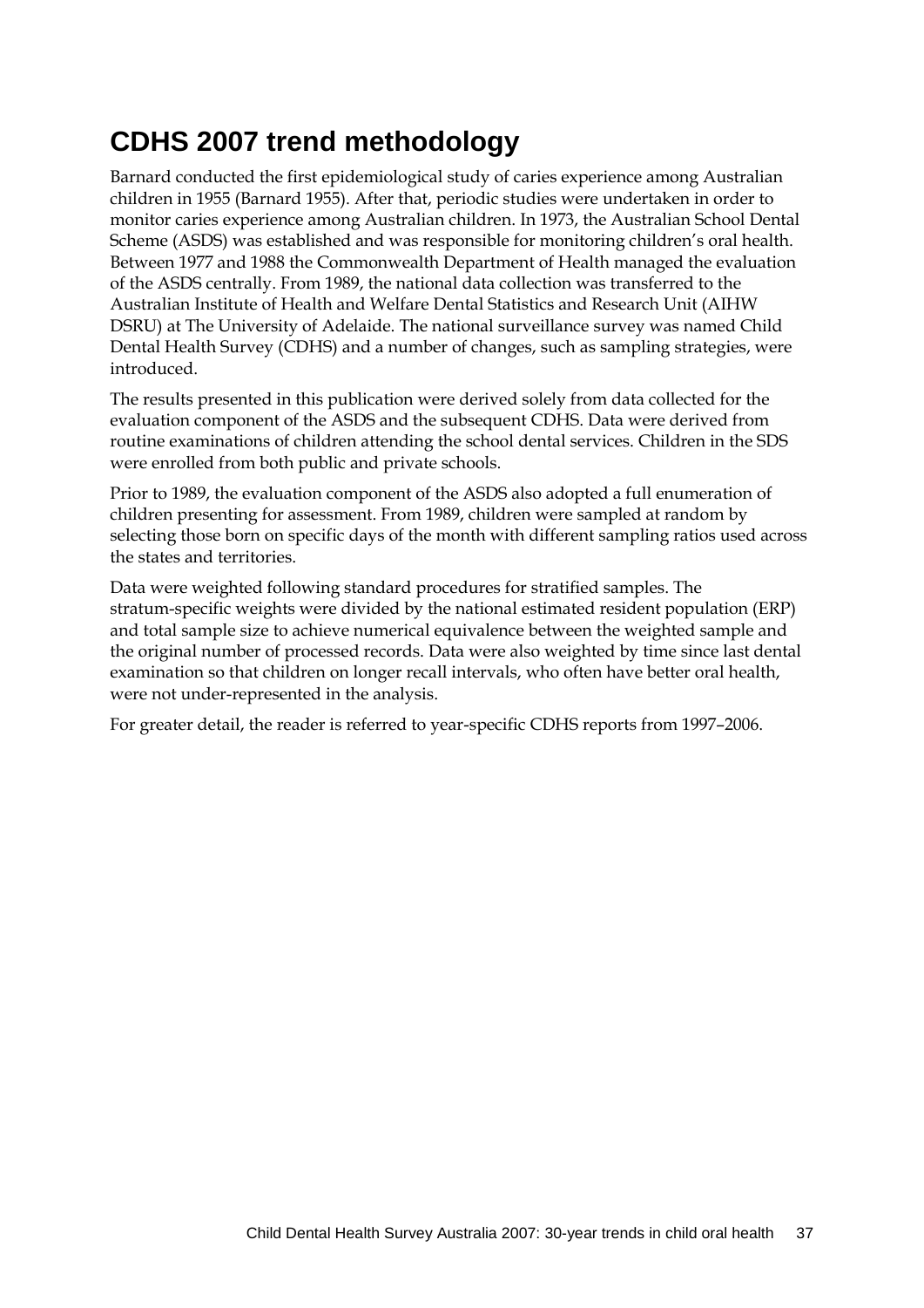# CDHS 2007 trend methodology

Barnard conducted the first epidemiological study of caries experience among Australian children in 1955 (Barnard 1955). After that, periodic studies were undertaken in order to monitor caries experience among Australian children. In 1973, the Australian School Dental Scheme (ASDS) was established and was responsible for monitoring children's oral health. Between 1977 and 1988 the Commonwealth Department of Health managed the evaluation of the ASDS centrally. From 1989, the national data collection was transferred to the Australian Institute of Health and Welfare Dental Statistics and Research Unit (AIHW DSRU) at The University of Adelaide. The national surveillance survey was named Child Dental Health Survey (CDHS) and a number of changes, such as sampling strategies, were introduced.

The results presented in this publication were derived solely from data collected for the evaluation component of the ASDS and the subsequent CDHS. Data were derived from routine examinations of children attending the school dental services. Children in the SDS were enrolled from both public and private schools.

Prior to 1989, the evaluation component of the ASDS also adopted a full enumeration of children presenting for assessment. From 1989, children were sampled at random by selecting those born on specific days of the month with different sampling ratios used across the states and territories.

Data were weighted following standard procedures for stratified samples. The stratum-specific weights were divided by the national estimated resident population (ERP) and total sample size to achieve numerical equivalence between the weighted sample and the original number of processed records. Data were also weighted by time since last dental examination so that children on longer recall intervals, who often have better oral health, were not under-represented in the analysis.

For greater detail, the reader is referred to year-specific CDHS reports from 1997–2006.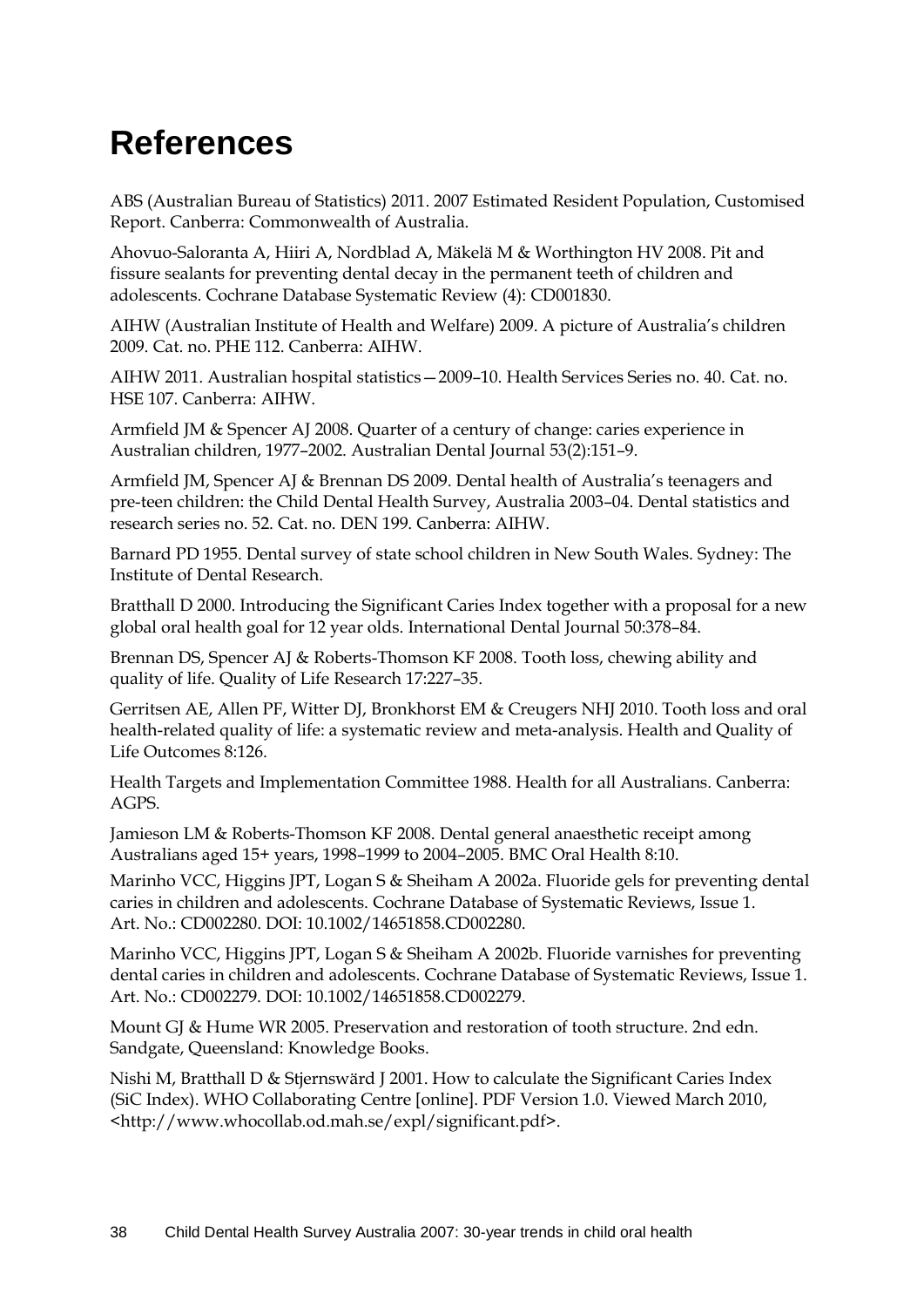# References

ABS (Australian Bureau of Statistics) 2011. 2007 Estimated Resident Population, Customised Report. Canberra: Commonwealth of Australia.

Ahovuo-Saloranta A, Hiiri A, Nordblad A, Mäkelä M & Worthington HV 2008. Pit and fissure sealants for preventing dental decay in the permanent teeth of children and adolescents. Cochrane Database Systematic Review (4): CD001830.

AIHW (Australian Institute of Health and Welfare) 2009. A picture of Australia's children 2009. Cat. no. PHE 112. Canberra: AIHW.

AIHW 2011. Australian hospital statistics—2009–10. Health Services Series no. 40. Cat. no. HSE 107. Canberra: AIHW.

Armfield JM & Spencer AJ 2008. Quarter of a century of change: caries experience in Australian children, 1977–2002. Australian Dental Journal 53(2):151–9.

Armfield JM, Spencer AJ & Brennan DS 2009. Dental health of Australia's teenagers and pre-teen children: the Child Dental Health Survey, Australia 2003–04. Dental statistics and research series no. 52. Cat. no. DEN 199. Canberra: AIHW.

Barnard PD 1955. Dental survey of state school children in New South Wales. Sydney: The Institute of Dental Research.

Bratthall D 2000. Introducing the Significant Caries Index together with a proposal for a new global oral health goal for 12 year olds. International Dental Journal 50:378–84.

Brennan DS, Spencer AJ & Roberts-Thomson KF 2008. Tooth loss, chewing ability and quality of life. Quality of Life Research 17:227–35.

Gerritsen AE, Allen PF, Witter DJ, Bronkhorst EM & Creugers NHJ 2010. Tooth loss and oral health-related quality of life: a systematic review and meta-analysis. Health and Quality of Life Outcomes 8:126.

Health Targets and Implementation Committee 1988. Health for all Australians. Canberra: AGPS.

Jamieson LM & Roberts-Thomson KF 2008. Dental general anaesthetic receipt among Australians aged 15+ years, 1998–1999 to 2004–2005. BMC Oral Health 8:10.

Marinho VCC, Higgins JPT, Logan S & Sheiham A 2002a. Fluoride gels for preventing dental caries in children and adolescents. Cochrane Database of Systematic Reviews, Issue 1. Art. No.: CD002280. DOI: 10.1002/14651858.CD002280.

Marinho VCC, Higgins JPT, Logan S & Sheiham A 2002b. Fluoride varnishes for preventing dental caries in children and adolescents. Cochrane Database of Systematic Reviews, Issue 1. Art. No.: CD002279. DOI: 10.1002/14651858.CD002279.

Mount GJ & Hume WR 2005. Preservation and restoration of tooth structure. 2nd edn. Sandgate, Queensland: Knowledge Books.

Nishi M, Bratthall D & Stjernswärd J 2001. How to calculate the Significant Caries Index (SiC Index). WHO Collaborating Centre [online]. PDF Version 1.0. Viewed March 2010, <http://www.whocollab.od.mah.se/expl/significant.pdf>.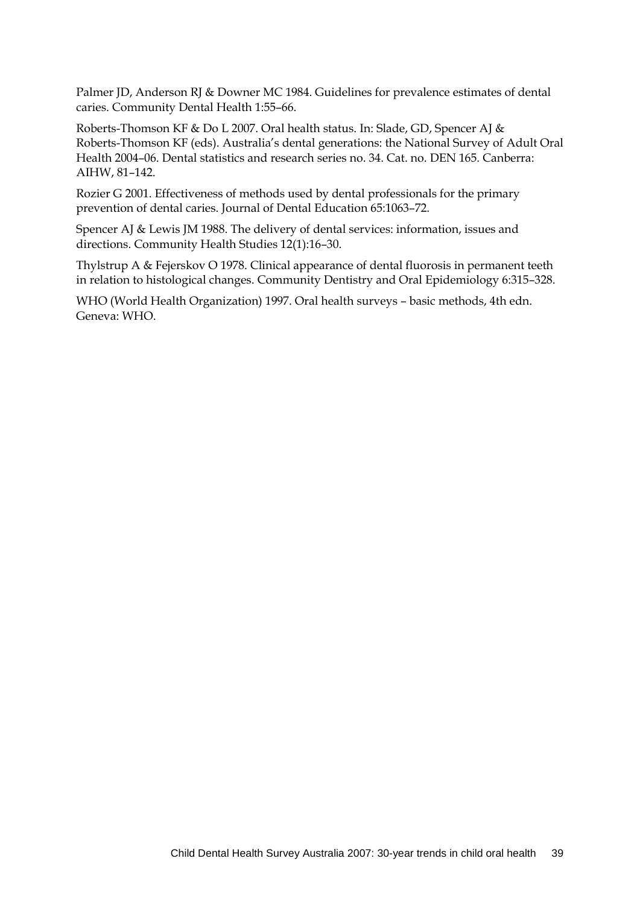Palmer JD, Anderson RJ & Downer MC 1984. Guidelines for prevalence estimates of dental caries. Community Dental Health 1:55–66.

Roberts-Thomson KF & Do L 2007. Oral health status. In: Slade, GD, Spencer AJ & Roberts-Thomson KF (eds). Australia's dental generations: the National Survey of Adult Oral Health 2004–06. Dental statistics and research series no. 34. Cat. no. DEN 165. Canberra: AIHW, 81–142.

Rozier G 2001. Effectiveness of methods used by dental professionals for the primary prevention of dental caries. Journal of Dental Education 65:1063–72.

Spencer AJ & Lewis JM 1988. The delivery of dental services: information, issues and directions. Community Health Studies 12(1):16–30.

Thylstrup A & Fejerskov O 1978. Clinical appearance of dental fluorosis in permanent teeth in relation to histological changes. Community Dentistry and Oral Epidemiology 6:315–328.

WHO (World Health Organization) 1997. Oral health surveys – basic methods, 4th edn. Geneva: WHO.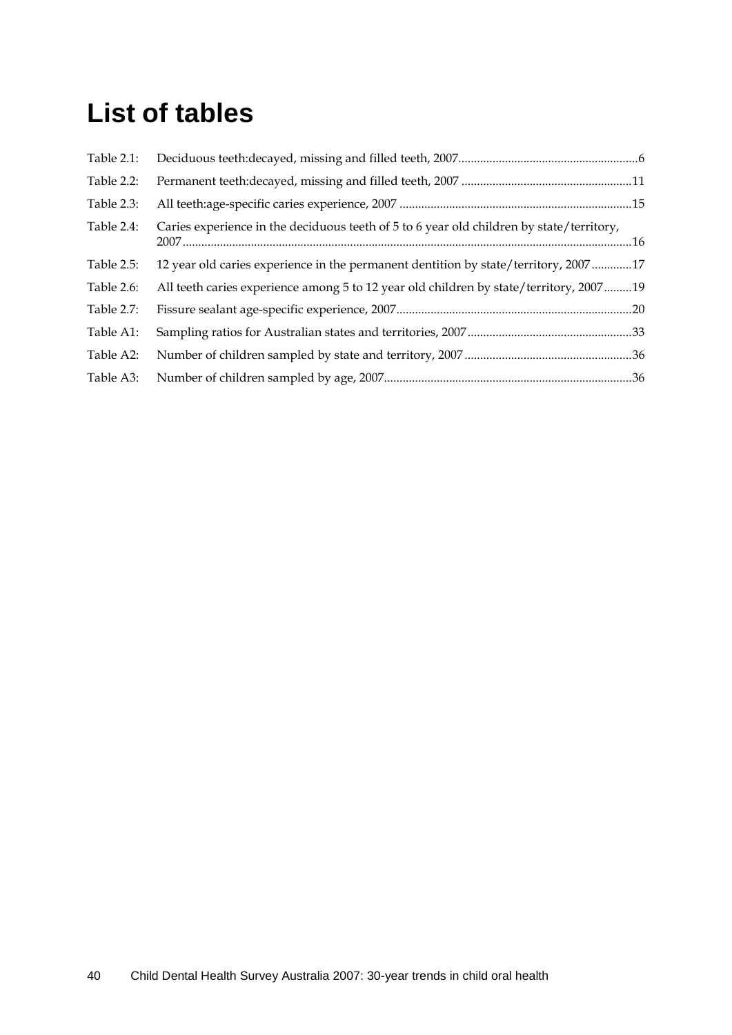# List of tables

Table 2.1: Deciduous teeth:decayed, missing and filled teeth, 2007..........................................................6

Table 2.2: Permanent teeth:decayed, missing and filled teeth, 2007 ......................................................11

Table 2.3: All teeth:age-specific caries experience, 2007 ..........................................................................15

Table 2.4: Caries experience in the deciduous teeth of 5 to 6 year old children by state/territory, 2007...............................................................................................................................................16

Table 2.5: 12 year old caries experience in the permanent dentition by state/territory, 2007.............17

Table 2.6: All teeth caries experience among 5 to 12 year old children by state/territory, 2007.........19

Table 2.7: Fissure sealant age-specific experience, 2007...........................................................................20

Table A1: Sampling ratios for Australian states and territories, 2007.....................................................33

Table A2: Number of children sampled by state and territory, 2007......................................................36

Table A3: Number of children sampled by age, 2007...............................................................................36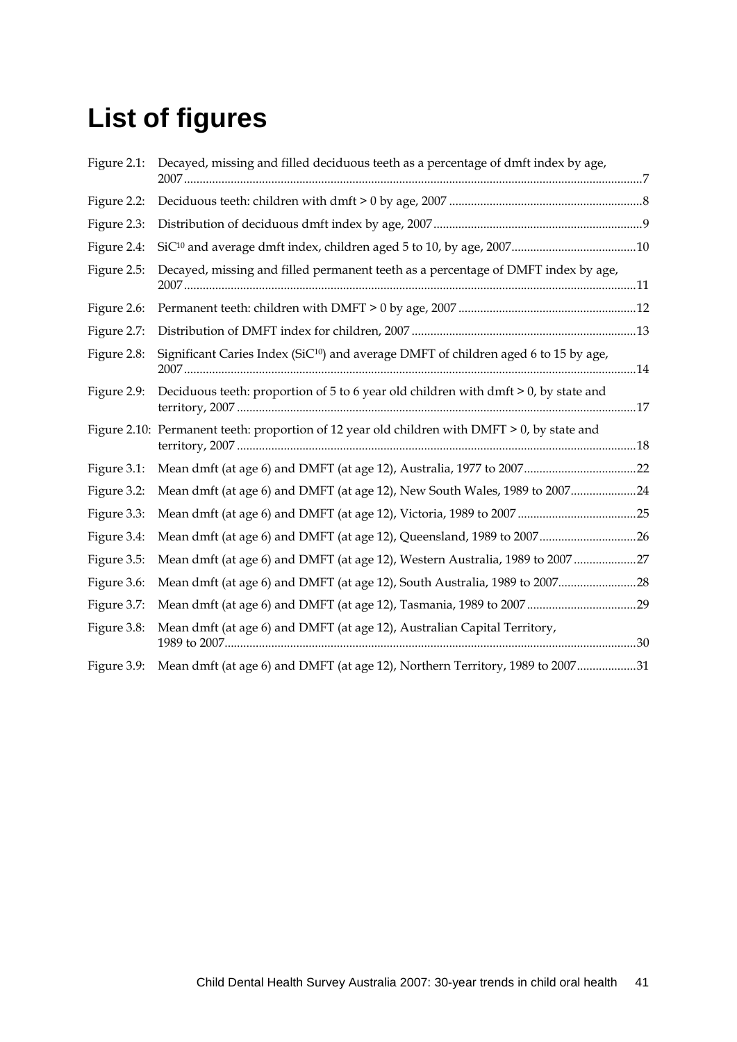# List of figures

Figure 2.1: Decayed, missing and filled deciduous teeth as a percentage of dmft index by age, 2007 ....................7

Figure 2.2: Deciduous teeth: children with dmft > 0 by age, 2007 ....................8

Figure 2.3: Distribution of deciduous dmft index by age, 2007 ....................9

Figure 2.4: SiC[10] and average dmft index, children aged 5 to 10, by age, 2007 ....................10

Figure 2.5: Decayed, missing and filled permanent teeth as a percentage of DMFT index by age, 2007 ....................11

Figure 2.6: Permanent teeth: children with DMFT > 0 by age, 2007 ....................12

Figure 2.7: Distribution of DMFT index for children, 2007 ....................13

Figure 2.8: Significant Caries Index (SiC[10]) and average DMFT of children aged 6 to 15 by age, 2007 ....................14

Figure 2.9: Deciduous teeth: proportion of 5 to 6 year old children with dmft > 0, by state and territory, 2007 ....................17

Figure 2.10: Permanent teeth: proportion of 12 year old children with DMFT > 0, by state and territory, 2007 ....................18

Figure 3.1: Mean dmft (at age 6) and DMFT (at age 12), Australia, 1977 to 2007 ....................22

Figure 3.2: Mean dmft (at age 6) and DMFT (at age 12), New South Wales, 1989 to 2007 ....................24

Figure 3.3: Mean dmft (at age 6) and DMFT (at age 12), Victoria, 1989 to 2007 ....................25

Figure 3.4: Mean dmft (at age 6) and DMFT (at age 12), Queensland, 1989 to 2007 ....................26

Figure 3.5: Mean dmft (at age 6) and DMFT (at age 12), Western Australia, 1989 to 2007 ....................27

Figure 3.6: Mean dmft (at age 6) and DMFT (at age 12), South Australia, 1989 to 2007 ....................28

Figure 3.7: Mean dmft (at age 6) and DMFT (at age 12), Tasmania, 1989 to 2007 ....................29

Figure 3.8: Mean dmft (at age 6) and DMFT (at age 12), Australian Capital Territory, 1989 to 2007 ....................30

Figure 3.9: Mean dmft (at age 6) and DMFT (at age 12), Northern Territory, 1989 to 2007 ....................31